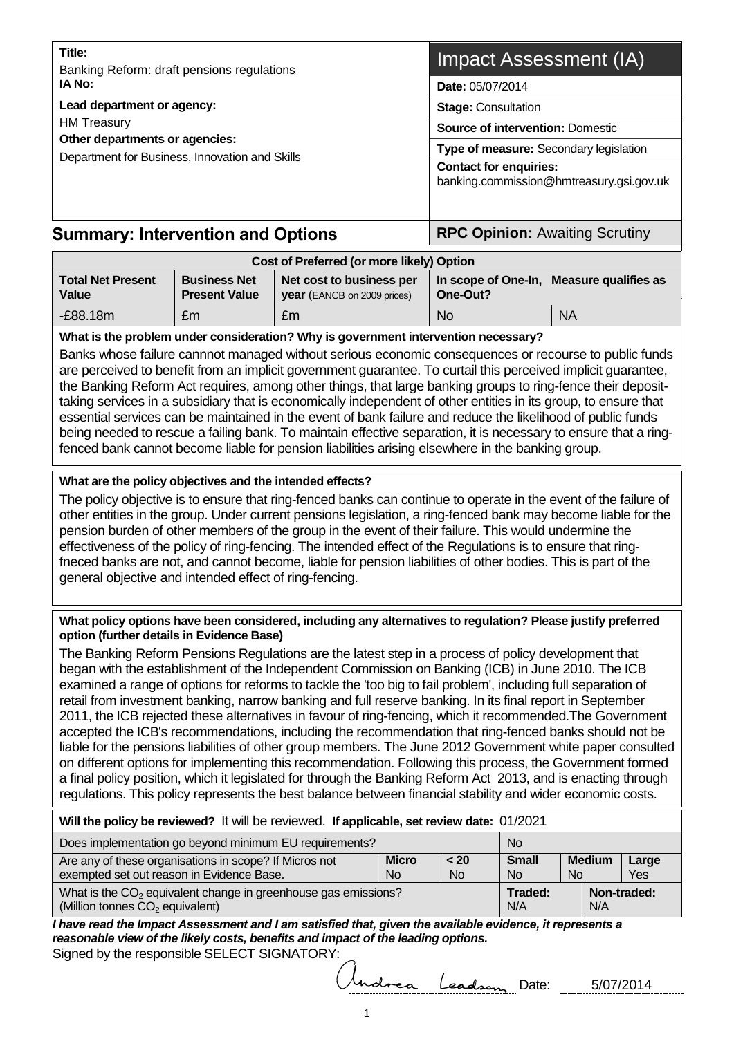**Title:**
Banking Reform: draft pensions regulations

**IA No:**

**Lead department or agency:**
HM Treasury

**Other departments or agencies:**
Department for Business, Innovation and Skills

# Impact Assessment (IA)

**Date:** 05/07/2014

**Stage:** Consultation

**Source of intervention:** Domestic

**Type of measure:** Secondary legislation

**Contact for enquiries:**
banking.commission@hmtreasury.gsi.gov.uk

## Summary: Intervention and Options

**RPC Opinion:** Awaiting Scrutiny

| Cost of Preferred (or more likely) Option | | | | |
|---|---|---|---|---|
| **Total Net Present Value** | **Business Net Present Value** | **Net cost to business per year** (EANCB on 2009 prices) | **In scope of One-In, One-Out?** | **Measure qualifies as** |
| -£88.18m | £m | £m | No | NA |

**What is the problem under consideration? Why is government intervention necessary?**

Banks whose failure cannnot managed without serious economic consequences or recourse to public funds are perceived to benefit from an implicit government guarantee. To curtail this perceived implicit guarantee, the Banking Reform Act requires, among other things, that large banking groups to ring-fence their deposit-taking services in a subsidiary that is economically independent of other entities in its group, to ensure that essential services can be maintained in the event of bank failure and reduce the likelihood of public funds being needed to rescue a failing bank. To maintain effective separation, it is necessary to ensure that a ring-fenced bank cannot become liable for pension liabilities arising elsewhere in the banking group.

**What are the policy objectives and the intended effects?**

The policy objective is to ensure that ring-fenced banks can continue to operate in the event of the failure of other entities in the group. Under current pensions legislation, a ring-fenced bank may become liable for the pension burden of other members of the group in the event of their failure. This would undermine the effectiveness of the policy of ring-fencing. The intended effect of the Regulations is to ensure that ring-fneced banks are not, and cannot become, liable for pension liabilities of other bodies. This is part of the general objective and intended effect of ring-fencing.

**What policy options have been considered, including any alternatives to regulation? Please justify preferred option (further details in Evidence Base)**

The Banking Reform Pensions Regulations are the latest step in a process of policy development that began with the establishment of the Independent Commission on Banking (ICB) in June 2010. The ICB examined a range of options for reforms to tackle the 'too big to fail problem', including full separation of retail from investment banking, narrow banking and full reserve banking. In its final report in September 2011, the ICB rejected these alternatives in favour of ring-fencing, which it recommended.The Government accepted the ICB's recommendations, including the recommendation that ring-fenced banks should not be liable for the pensions liabilities of other group members. The June 2012 Government white paper consulted on different options for implementing this recommendation. Following this process, the Government formed a final policy position, which it legislated for through the Banking Reform Act 2013, and is enacting through regulations. This policy represents the best balance between financial stability and wider economic costs.

**Will the policy be reviewed?** It will be reviewed. **If applicable, set review date:** 01/2021

| | | | | | |
|---|---|---|---|---|---|
| Does implementation go beyond minimum EU requirements? | | | No | | |
| Are any of these organisations in scope? If Micros not exempted set out reason in Evidence Base. | **Micro** No | **< 20** No | **Small** No | **Medium** No | **Large** Yes |
| What is the $CO_2$ equivalent change in greenhouse gas emissions? (Million tonnes $CO_2$ equivalent) | | | **Traded:** N/A | **Non-traded:** N/A | |

***I have read the Impact Assessment and I am satisfied that, given the available evidence, it represents a reasonable view of the likely costs, benefits and impact of the leading options.***

Signed by the responsible SELECT SIGNATORY: Andrea Leadsom Date: 5/07/2014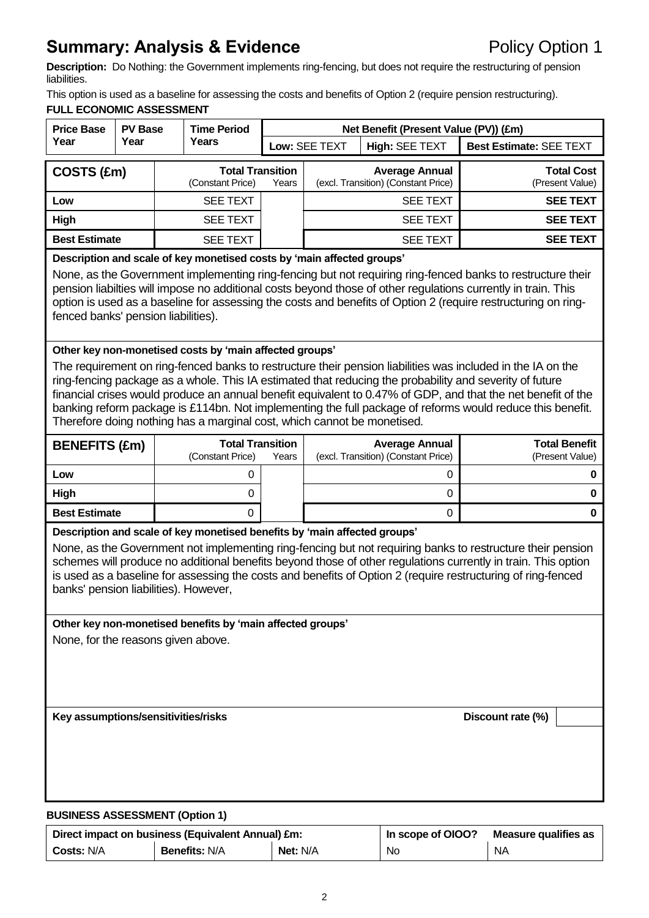# Summary: Analysis & Evidence

Policy Option 1

**Description:** Do Nothing: the Government implements ring-fencing, but does not require the restructuring of pension liabilities.

This option is used as a baseline for assessing the costs and benefits of Option 2 (require pension restructuring).

**FULL ECONOMIC ASSESSMENT**

| Price Base Year | PV Base Year | Time Period Years | Net Benefit (Present Value (PV)) (£m) | | |
|---|---|---|---|---|---|
| | | | Low: SEE TEXT | High: SEE TEXT | Best Estimate: SEE TEXT |

| COSTS (£m) | Total Transition (Constant Price) | Years | Average Annual (excl. Transition) (Constant Price) | Total Cost (Present Value) |
|---|---|---|---|---|
| Low | SEE TEXT | | SEE TEXT | **SEE TEXT** |
| High | SEE TEXT | | SEE TEXT | **SEE TEXT** |
| Best Estimate | SEE TEXT | | SEE TEXT | **SEE TEXT** |

**Description and scale of key monetised costs by 'main affected groups'**

None, as the Government implementing ring-fencing but not requiring ring-fenced banks to restructure their pension liabilties will impose no additional costs beyond those of other regulations currently in train. This option is used as a baseline for assessing the costs and benefits of Option 2 (require restructuring on ring-fenced banks' pension liabilities).

**Other key non-monetised costs by 'main affected groups'**

The requirement on ring-fenced banks to restructure their pension liabilities was included in the IA on the ring-fencing package as a whole. This IA estimated that reducing the probability and severity of future financial crises would produce an annual benefit equivalent to 0.47% of GDP, and that the net benefit of the banking reform package is £114bn. Not implementing the full package of reforms would reduce this benefit. Therefore doing nothing has a marginal cost, which cannot be monetised.

| BENEFITS (£m) | Total Transition (Constant Price) | Years | Average Annual (excl. Transition) (Constant Price) | Total Benefit (Present Value) |
|---|---|---|---|---|
| Low | 0 | | 0 | **0** |
| High | 0 | | 0 | **0** |
| Best Estimate | 0 | | 0 | **0** |

**Description and scale of key monetised benefits by 'main affected groups'**

None, as the Government not implementing ring-fencing but not requiring banks to restructure their pension schemes will produce no additional benefits beyond those of other regulations currently in train. This option is used as a baseline for assessing the costs and benefits of Option 2 (require restructuring of ring-fenced banks' pension liabilities). However,

**Other key non-monetised benefits by 'main affected groups'**

None, for the reasons given above.

**Key assumptions/sensitivities/risks** | **Discount rate (%)** |

**BUSINESS ASSESSMENT (Option 1)**

| Direct impact on business (Equivalent Annual) £m: | | | In scope of OIOO? | Measure qualifies as |
|---|---|---|---|---|
| Costs: N/A | Benefits: N/A | Net: N/A | No | NA |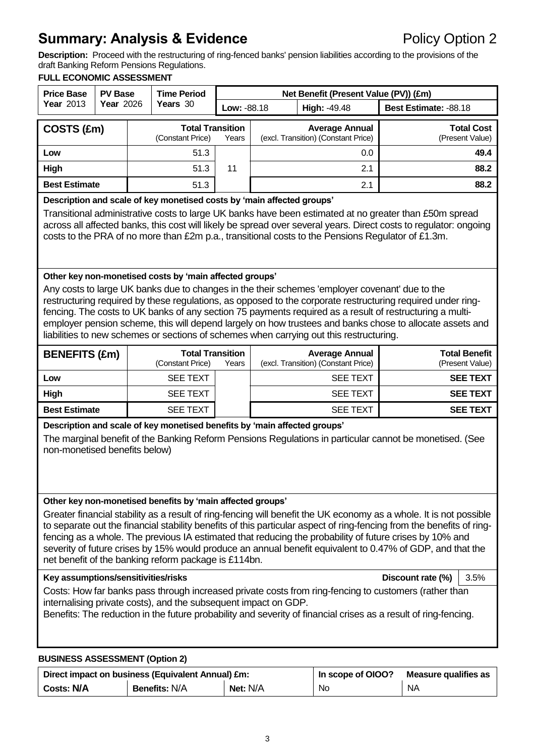# Summary: Analysis & Evidence

Policy Option 2

**Description:** Proceed with the restructuring of ring-fenced banks' pension liabilities according to the provisions of the draft Banking Reform Pensions Regulations.

**FULL ECONOMIC ASSESSMENT**

| Price Base Year 2013 | PV Base Year 2026 | Time Period Years 30 | Net Benefit (Present Value (PV)) (£m) | | |
|---|---|---|---|---|---|
| | | | Low: -88.18 | High: -49.48 | Best Estimate: -88.18 |

| COSTS (£m) | Total Transition (Constant Price) | Years | Average Annual (excl. Transition) (Constant Price) | Total Cost (Present Value) |
|---|---|---|---|---|
| Low | 51.3 | | 0.0 | **49.4** |
| High | 51.3 | 11 | 2.1 | **88.2** |
| Best Estimate | 51.3 | | 2.1 | **88.2** |

**Description and scale of key monetised costs by 'main affected groups'**

Transitional administrative costs to large UK banks have been estimated at no greater than £50m spread across all affected banks, this cost will likely be spread over several years. Direct costs to regulator: ongoing costs to the PRA of no more than £2m p.a., transitional costs to the Pensions Regulator of £1.3m.

**Other key non-monetised costs by 'main affected groups'**

Any costs to large UK banks due to changes in the their schemes 'employer covenant' due to the restructuring required by these regulations, as opposed to the corporate restructuring required under ring-fencing. The costs to UK banks of any section 75 payments required as a result of restructuring a multi-employer pension scheme, this will depend largely on how trustees and banks chose to allocate assets and liabilities to new schemes or sections of schemes when carrying out this restructuring.

| BENEFITS (£m) | Total Transition (Constant Price) | Years | Average Annual (excl. Transition) (Constant Price) | Total Benefit (Present Value) |
|---|---|---|---|---|
| Low | SEE TEXT | | SEE TEXT | **SEE TEXT** |
| High | SEE TEXT | | SEE TEXT | **SEE TEXT** |
| Best Estimate | SEE TEXT | | SEE TEXT | **SEE TEXT** |

**Description and scale of key monetised benefits by 'main affected groups'**

The marginal benefit of the Banking Reform Pensions Regulations in particular cannot be monetised. (See non-monetised benefits below)

**Other key non-monetised benefits by 'main affected groups'**

Greater financial stability as a result of ring-fencing will benefit the UK economy as a whole. It is not possible to separate out the financial stability benefits of this particular aspect of ring-fencing from the benefits of ring-fencing as a whole. The previous IA estimated that reducing the probability of future crises by 10% and severity of future crises by 15% would produce an annual benefit equivalent to 0.47% of GDP, and that the net benefit of the banking reform package is £114bn.

**Key assumptions/sensitivities/risks** — **Discount rate (%)** 3.5%

Costs: How far banks pass through increased private costs from ring-fencing to customers (rather than internalising private costs), and the subsequent impact on GDP.
Benefits: The reduction in the future probability and severity of financial crises as a result of ring-fencing.

**BUSINESS ASSESSMENT (Option 2)**

| Direct impact on business (Equivalent Annual) £m: | | | In scope of OIOO? | Measure qualifies as |
|---|---|---|---|---|
| **Costs: N/A** | **Benefits:** N/A | **Net:** N/A | No | NA |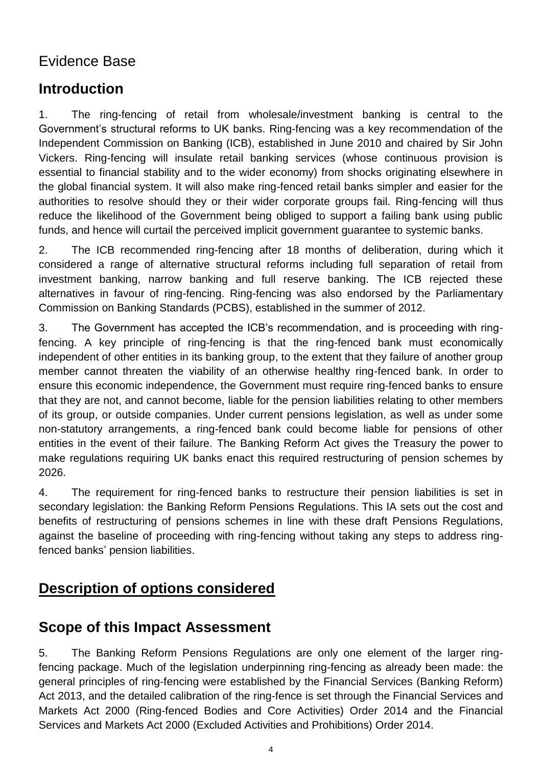## Evidence Base

## Introduction

1. The ring-fencing of retail from wholesale/investment banking is central to the Government's structural reforms to UK banks. Ring-fencing was a key recommendation of the Independent Commission on Banking (ICB), established in June 2010 and chaired by Sir John Vickers. Ring-fencing will insulate retail banking services (whose continuous provision is essential to financial stability and to the wider economy) from shocks originating elsewhere in the global financial system. It will also make ring-fenced retail banks simpler and easier for the authorities to resolve should they or their wider corporate groups fail. Ring-fencing will thus reduce the likelihood of the Government being obliged to support a failing bank using public funds, and hence will curtail the perceived implicit government guarantee to systemic banks.

2. The ICB recommended ring-fencing after 18 months of deliberation, during which it considered a range of alternative structural reforms including full separation of retail from investment banking, narrow banking and full reserve banking. The ICB rejected these alternatives in favour of ring-fencing. Ring-fencing was also endorsed by the Parliamentary Commission on Banking Standards (PCBS), established in the summer of 2012.

3. The Government has accepted the ICB's recommendation, and is proceeding with ring-fencing. A key principle of ring-fencing is that the ring-fenced bank must economically independent of other entities in its banking group, to the extent that they failure of another group member cannot threaten the viability of an otherwise healthy ring-fenced bank. In order to ensure this economic independence, the Government must require ring-fenced banks to ensure that they are not, and cannot become, liable for the pension liabilities relating to other members of its group, or outside companies. Under current pensions legislation, as well as under some non-statutory arrangements, a ring-fenced bank could become liable for pensions of other entities in the event of their failure. The Banking Reform Act gives the Treasury the power to make regulations requiring UK banks enact this required restructuring of pension schemes by 2026.

4. The requirement for ring-fenced banks to restructure their pension liabilities is set in secondary legislation: the Banking Reform Pensions Regulations. This IA sets out the cost and benefits of restructuring of pensions schemes in line with these draft Pensions Regulations, against the baseline of proceeding with ring-fencing without taking any steps to address ring-fenced banks' pension liabilities.

## Description of options considered

## Scope of this Impact Assessment

5. The Banking Reform Pensions Regulations are only one element of the larger ring-fencing package. Much of the legislation underpinning ring-fencing as already been made: the general principles of ring-fencing were established by the Financial Services (Banking Reform) Act 2013, and the detailed calibration of the ring-fence is set through the Financial Services and Markets Act 2000 (Ring-fenced Bodies and Core Activities) Order 2014 and the Financial Services and Markets Act 2000 (Excluded Activities and Prohibitions) Order 2014.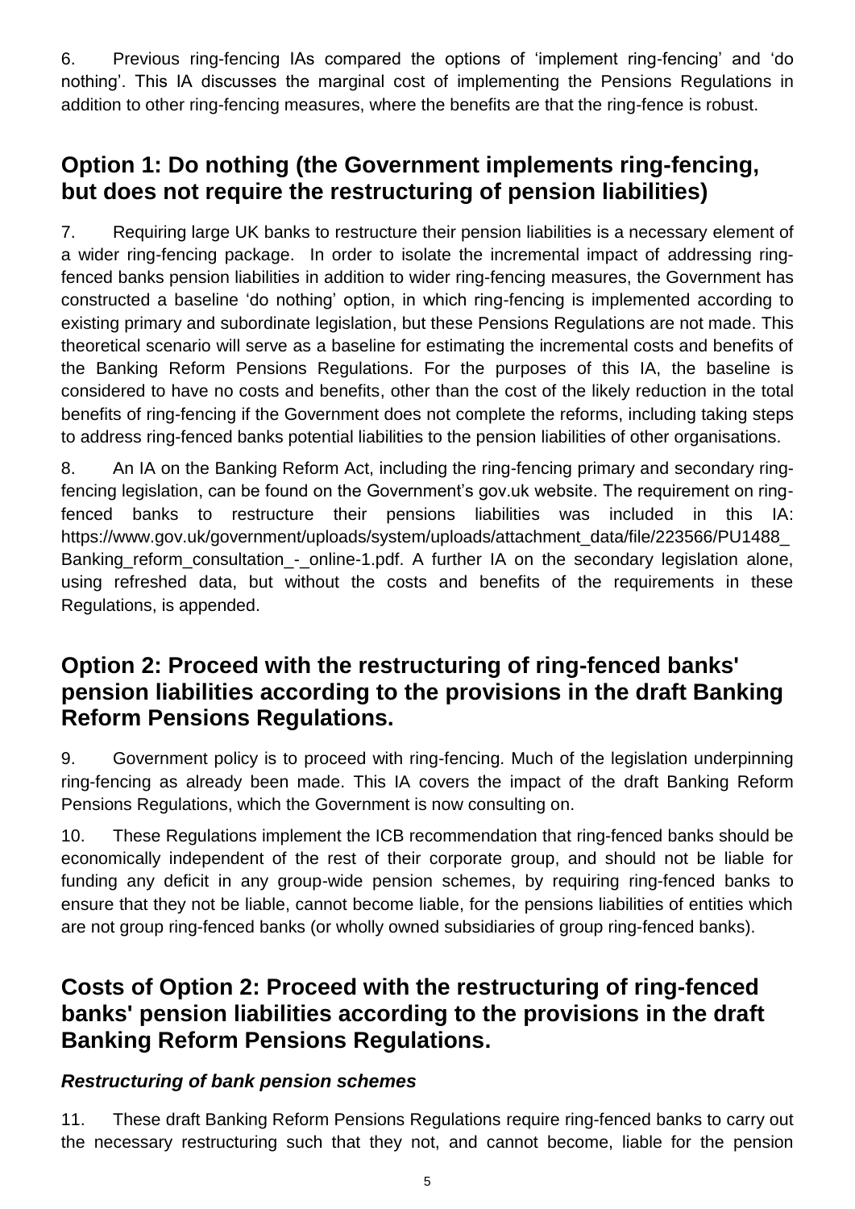6. Previous ring-fencing IAs compared the options of 'implement ring-fencing' and 'do nothing'. This IA discusses the marginal cost of implementing the Pensions Regulations in addition to other ring-fencing measures, where the benefits are that the ring-fence is robust.

## Option 1: Do nothing (the Government implements ring-fencing, but does not require the restructuring of pension liabilities)

7. Requiring large UK banks to restructure their pension liabilities is a necessary element of a wider ring-fencing package. In order to isolate the incremental impact of addressing ring-fenced banks pension liabilities in addition to wider ring-fencing measures, the Government has constructed a baseline 'do nothing' option, in which ring-fencing is implemented according to existing primary and subordinate legislation, but these Pensions Regulations are not made. This theoretical scenario will serve as a baseline for estimating the incremental costs and benefits of the Banking Reform Pensions Regulations. For the purposes of this IA, the baseline is considered to have no costs and benefits, other than the cost of the likely reduction in the total benefits of ring-fencing if the Government does not complete the reforms, including taking steps to address ring-fenced banks potential liabilities to the pension liabilities of other organisations.

8. An IA on the Banking Reform Act, including the ring-fencing primary and secondary ring-fencing legislation, can be found on the Government's gov.uk website. The requirement on ring-fenced banks to restructure their pensions liabilities was included in this IA: https://www.gov.uk/government/uploads/system/uploads/attachment_data/file/223566/PU1488_Banking_reform_consultation_-_online-1.pdf. A further IA on the secondary legislation alone, using refreshed data, but without the costs and benefits of the requirements in these Regulations, is appended.

## Option 2: Proceed with the restructuring of ring-fenced banks' pension liabilities according to the provisions in the draft Banking Reform Pensions Regulations.

9. Government policy is to proceed with ring-fencing. Much of the legislation underpinning ring-fencing as already been made. This IA covers the impact of the draft Banking Reform Pensions Regulations, which the Government is now consulting on.

10. These Regulations implement the ICB recommendation that ring-fenced banks should be economically independent of the rest of their corporate group, and should not be liable for funding any deficit in any group-wide pension schemes, by requiring ring-fenced banks to ensure that they not be liable, cannot become liable, for the pensions liabilities of entities which are not group ring-fenced banks (or wholly owned subsidiaries of group ring-fenced banks).

## Costs of Option 2: Proceed with the restructuring of ring-fenced banks' pension liabilities according to the provisions in the draft Banking Reform Pensions Regulations.

### *Restructuring of bank pension schemes*

11. These draft Banking Reform Pensions Regulations require ring-fenced banks to carry out the necessary restructuring such that they not, and cannot become, liable for the pension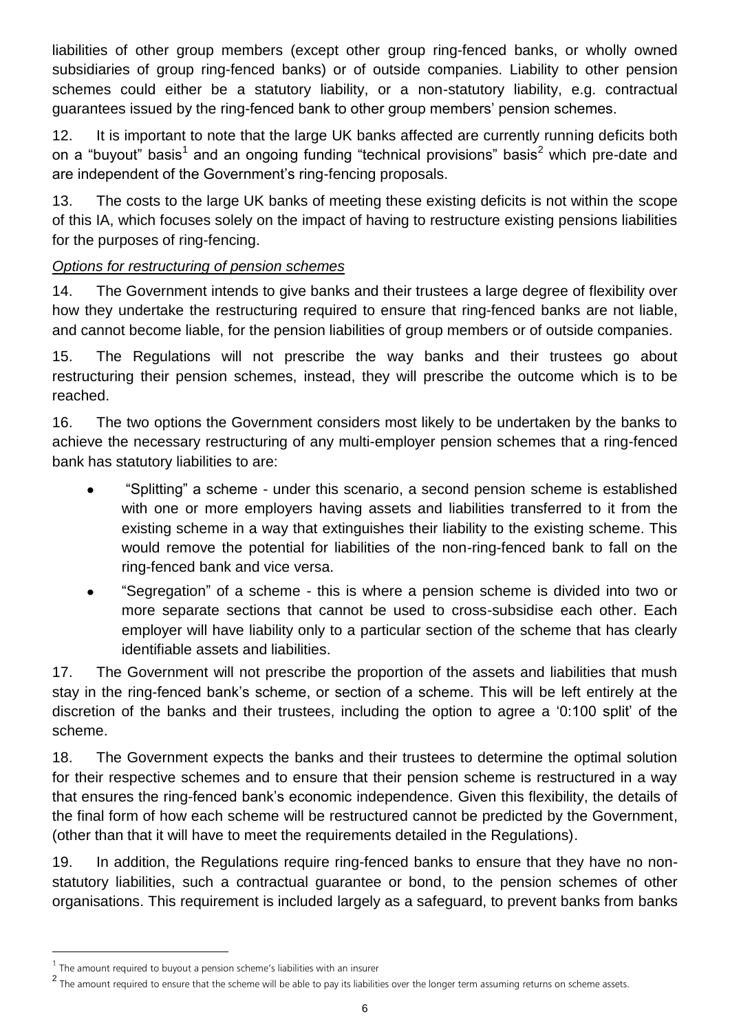liabilities of other group members (except other group ring-fenced banks, or wholly owned subsidiaries of group ring-fenced banks) or of outside companies. Liability to other pension schemes could either be a statutory liability, or a non-statutory liability, e.g. contractual guarantees issued by the ring-fenced bank to other group members' pension schemes.

12. It is important to note that the large UK banks affected are currently running deficits both on a "buyout" basis[1] and an ongoing funding "technical provisions" basis[2] which pre-date and are independent of the Government's ring-fencing proposals.

13. The costs to the large UK banks of meeting these existing deficits is not within the scope of this IA, which focuses solely on the impact of having to restructure existing pensions liabilities for the purposes of ring-fencing.

*Options for restructuring of pension schemes*

14. The Government intends to give banks and their trustees a large degree of flexibility over how they undertake the restructuring required to ensure that ring-fenced banks are not liable, and cannot become liable, for the pension liabilities of group members or of outside companies.

15. The Regulations will not prescribe the way banks and their trustees go about restructuring their pension schemes, instead, they will prescribe the outcome which is to be reached.

16. The two options the Government considers most likely to be undertaken by the banks to achieve the necessary restructuring of any multi-employer pension schemes that a ring-fenced bank has statutory liabilities to are:

- "Splitting" a scheme - under this scenario, a second pension scheme is established with one or more employers having assets and liabilities transferred to it from the existing scheme in a way that extinguishes their liability to the existing scheme. This would remove the potential for liabilities of the non-ring-fenced bank to fall on the ring-fenced bank and vice versa.
- "Segregation" of a scheme - this is where a pension scheme is divided into two or more separate sections that cannot be used to cross-subsidise each other. Each employer will have liability only to a particular section of the scheme that has clearly identifiable assets and liabilities.

17. The Government will not prescribe the proportion of the assets and liabilities that mush stay in the ring-fenced bank's scheme, or section of a scheme. This will be left entirely at the discretion of the banks and their trustees, including the option to agree a '0:100 split' of the scheme.

18. The Government expects the banks and their trustees to determine the optimal solution for their respective schemes and to ensure that their pension scheme is restructured in a way that ensures the ring-fenced bank's economic independence. Given this flexibility, the details of the final form of how each scheme will be restructured cannot be predicted by the Government, (other than that it will have to meet the requirements detailed in the Regulations).

19. In addition, the Regulations require ring-fenced banks to ensure that they have no non-statutory liabilities, such a contractual guarantee or bond, to the pension schemes of other organisations. This requirement is included largely as a safeguard, to prevent banks from banks

[1] The amount required to buyout a pension scheme's liabilities with an insurer

[2] The amount required to ensure that the scheme will be able to pay its liabilities over the longer term assuming returns on scheme assets.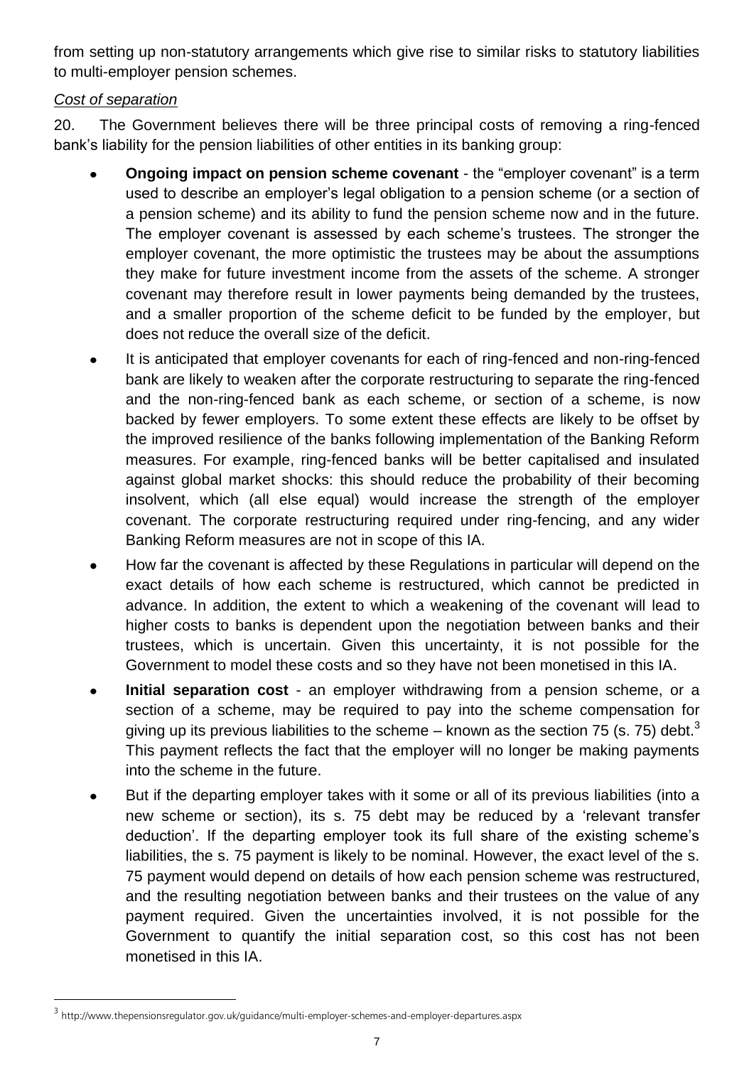from setting up non-statutory arrangements which give rise to similar risks to statutory liabilities to multi-employer pension schemes.

*Cost of separation*

20. The Government believes there will be three principal costs of removing a ring-fenced bank's liability for the pension liabilities of other entities in its banking group:

- **Ongoing impact on pension scheme covenant** - the "employer covenant" is a term used to describe an employer's legal obligation to a pension scheme (or a section of a pension scheme) and its ability to fund the pension scheme now and in the future. The employer covenant is assessed by each scheme's trustees. The stronger the employer covenant, the more optimistic the trustees may be about the assumptions they make for future investment income from the assets of the scheme. A stronger covenant may therefore result in lower payments being demanded by the trustees, and a smaller proportion of the scheme deficit to be funded by the employer, but does not reduce the overall size of the deficit.
- It is anticipated that employer covenants for each of ring-fenced and non-ring-fenced bank are likely to weaken after the corporate restructuring to separate the ring-fenced and the non-ring-fenced bank as each scheme, or section of a scheme, is now backed by fewer employers. To some extent these effects are likely to be offset by the improved resilience of the banks following implementation of the Banking Reform measures. For example, ring-fenced banks will be better capitalised and insulated against global market shocks: this should reduce the probability of their becoming insolvent, which (all else equal) would increase the strength of the employer covenant. The corporate restructuring required under ring-fencing, and any wider Banking Reform measures are not in scope of this IA.
- How far the covenant is affected by these Regulations in particular will depend on the exact details of how each scheme is restructured, which cannot be predicted in advance. In addition, the extent to which a weakening of the covenant will lead to higher costs to banks is dependent upon the negotiation between banks and their trustees, which is uncertain. Given this uncertainty, it is not possible for the Government to model these costs and so they have not been monetised in this IA.
- **Initial separation cost** - an employer withdrawing from a pension scheme, or a section of a scheme, may be required to pay into the scheme compensation for giving up its previous liabilities to the scheme – known as the section 75 (s. 75) debt.[3] This payment reflects the fact that the employer will no longer be making payments into the scheme in the future.
- But if the departing employer takes with it some or all of its previous liabilities (into a new scheme or section), its s. 75 debt may be reduced by a 'relevant transfer deduction'. If the departing employer took its full share of the existing scheme's liabilities, the s. 75 payment is likely to be nominal. However, the exact level of the s. 75 payment would depend on details of how each pension scheme was restructured, and the resulting negotiation between banks and their trustees on the value of any payment required. Given the uncertainties involved, it is not possible for the Government to quantify the initial separation cost, so this cost has not been monetised in this IA.

[3] http://www.thepensionsregulator.gov.uk/guidance/multi-employer-schemes-and-employer-departures.aspx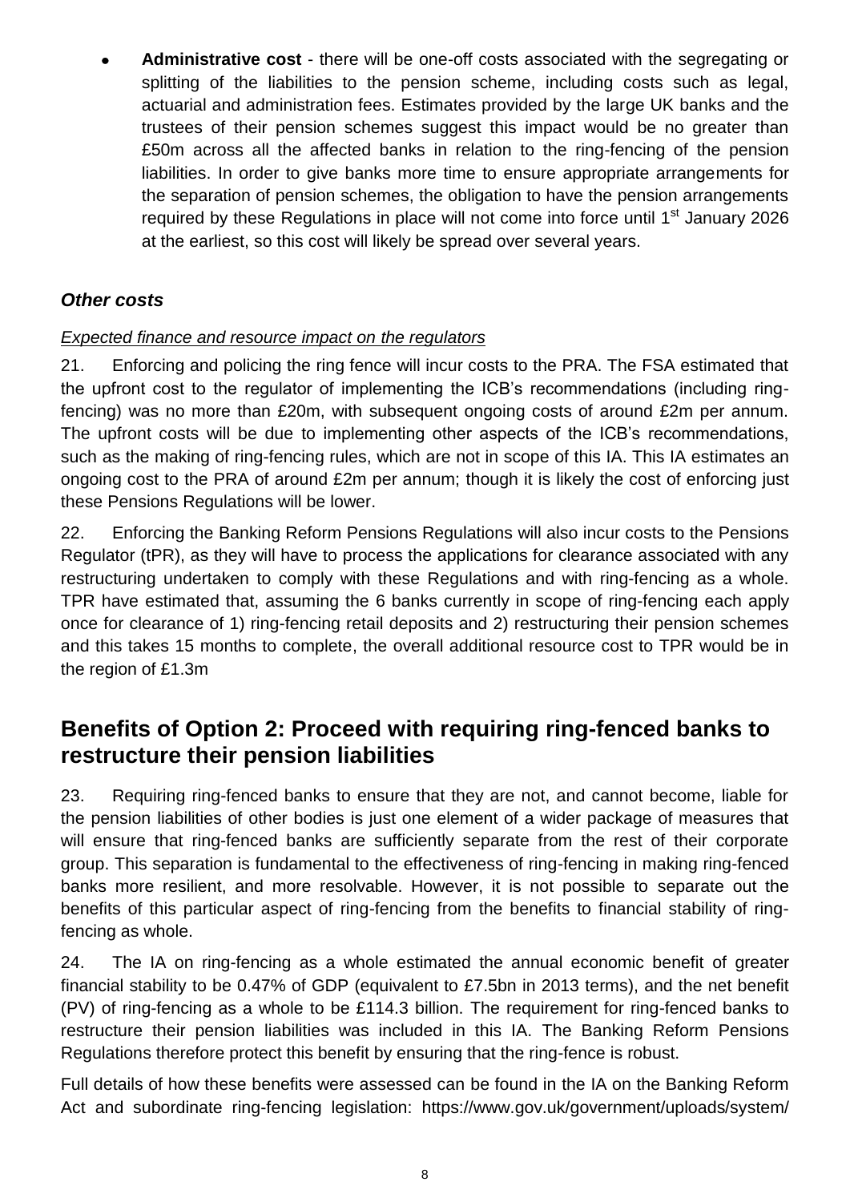- **Administrative cost** - there will be one-off costs associated with the segregating or splitting of the liabilities to the pension scheme, including costs such as legal, actuarial and administration fees. Estimates provided by the large UK banks and the trustees of their pension schemes suggest this impact would be no greater than £50m across all the affected banks in relation to the ring-fencing of the pension liabilities. In order to give banks more time to ensure appropriate arrangements for the separation of pension schemes, the obligation to have the pension arrangements required by these Regulations in place will not come into force until 1st January 2026 at the earliest, so this cost will likely be spread over several years.

### *Other costs*

*Expected finance and resource impact on the regulators*

21. Enforcing and policing the ring fence will incur costs to the PRA. The FSA estimated that the upfront cost to the regulator of implementing the ICB's recommendations (including ring-fencing) was no more than £20m, with subsequent ongoing costs of around £2m per annum. The upfront costs will be due to implementing other aspects of the ICB's recommendations, such as the making of ring-fencing rules, which are not in scope of this IA. This IA estimates an ongoing cost to the PRA of around £2m per annum; though it is likely the cost of enforcing just these Pensions Regulations will be lower.

22. Enforcing the Banking Reform Pensions Regulations will also incur costs to the Pensions Regulator (tPR), as they will have to process the applications for clearance associated with any restructuring undertaken to comply with these Regulations and with ring-fencing as a whole. TPR have estimated that, assuming the 6 banks currently in scope of ring-fencing each apply once for clearance of 1) ring-fencing retail deposits and 2) restructuring their pension schemes and this takes 15 months to complete, the overall additional resource cost to TPR would be in the region of £1.3m

## Benefits of Option 2: Proceed with requiring ring-fenced banks to restructure their pension liabilities

23. Requiring ring-fenced banks to ensure that they are not, and cannot become, liable for the pension liabilities of other bodies is just one element of a wider package of measures that will ensure that ring-fenced banks are sufficiently separate from the rest of their corporate group. This separation is fundamental to the effectiveness of ring-fencing in making ring-fenced banks more resilient, and more resolvable. However, it is not possible to separate out the benefits of this particular aspect of ring-fencing from the benefits to financial stability of ring-fencing as whole.

24. The IA on ring-fencing as a whole estimated the annual economic benefit of greater financial stability to be 0.47% of GDP (equivalent to £7.5bn in 2013 terms), and the net benefit (PV) of ring-fencing as a whole to be £114.3 billion. The requirement for ring-fenced banks to restructure their pension liabilities was included in this IA. The Banking Reform Pensions Regulations therefore protect this benefit by ensuring that the ring-fence is robust.

Full details of how these benefits were assessed can be found in the IA on the Banking Reform Act and subordinate ring-fencing legislation: https://www.gov.uk/government/uploads/system/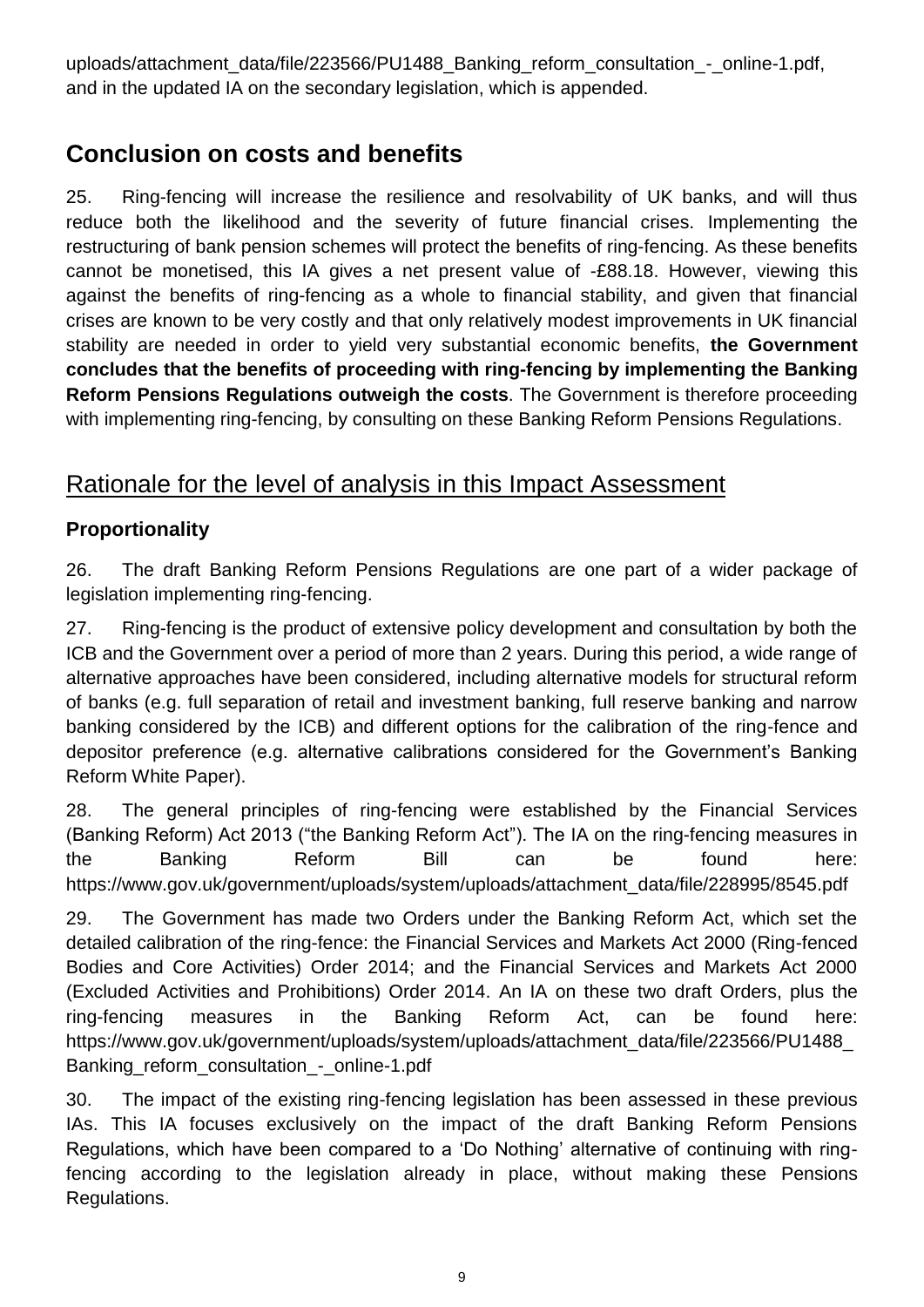uploads/attachment_data/file/223566/PU1488_Banking_reform_consultation_-_online-1.pdf, and in the updated IA on the secondary legislation, which is appended.

## Conclusion on costs and benefits

25. Ring-fencing will increase the resilience and resolvability of UK banks, and will thus reduce both the likelihood and the severity of future financial crises. Implementing the restructuring of bank pension schemes will protect the benefits of ring-fencing. As these benefits cannot be monetised, this IA gives a net present value of -£88.18. However, viewing this against the benefits of ring-fencing as a whole to financial stability, and given that financial crises are known to be very costly and that only relatively modest improvements in UK financial stability are needed in order to yield very substantial economic benefits, **the Government concludes that the benefits of proceeding with ring-fencing by implementing the Banking Reform Pensions Regulations outweigh the costs**. The Government is therefore proceeding with implementing ring-fencing, by consulting on these Banking Reform Pensions Regulations.

## Rationale for the level of analysis in this Impact Assessment

### Proportionality

26. The draft Banking Reform Pensions Regulations are one part of a wider package of legislation implementing ring-fencing.

27. Ring-fencing is the product of extensive policy development and consultation by both the ICB and the Government over a period of more than 2 years. During this period, a wide range of alternative approaches have been considered, including alternative models for structural reform of banks (e.g. full separation of retail and investment banking, full reserve banking and narrow banking considered by the ICB) and different options for the calibration of the ring-fence and depositor preference (e.g. alternative calibrations considered for the Government's Banking Reform White Paper).

28. The general principles of ring-fencing were established by the Financial Services (Banking Reform) Act 2013 ("the Banking Reform Act"). The IA on the ring-fencing measures in the Banking Reform Bill can be found here: https://www.gov.uk/government/uploads/system/uploads/attachment_data/file/228995/8545.pdf

29. The Government has made two Orders under the Banking Reform Act, which set the detailed calibration of the ring-fence: the Financial Services and Markets Act 2000 (Ring-fenced Bodies and Core Activities) Order 2014; and the Financial Services and Markets Act 2000 (Excluded Activities and Prohibitions) Order 2014. An IA on these two draft Orders, plus the ring-fencing measures in the Banking Reform Act, can be found here: https://www.gov.uk/government/uploads/system/uploads/attachment_data/file/223566/PU1488_Banking_reform_consultation_-_online-1.pdf

30. The impact of the existing ring-fencing legislation has been assessed in these previous IAs. This IA focuses exclusively on the impact of the draft Banking Reform Pensions Regulations, which have been compared to a 'Do Nothing' alternative of continuing with ring-fencing according to the legislation already in place, without making these Pensions Regulations.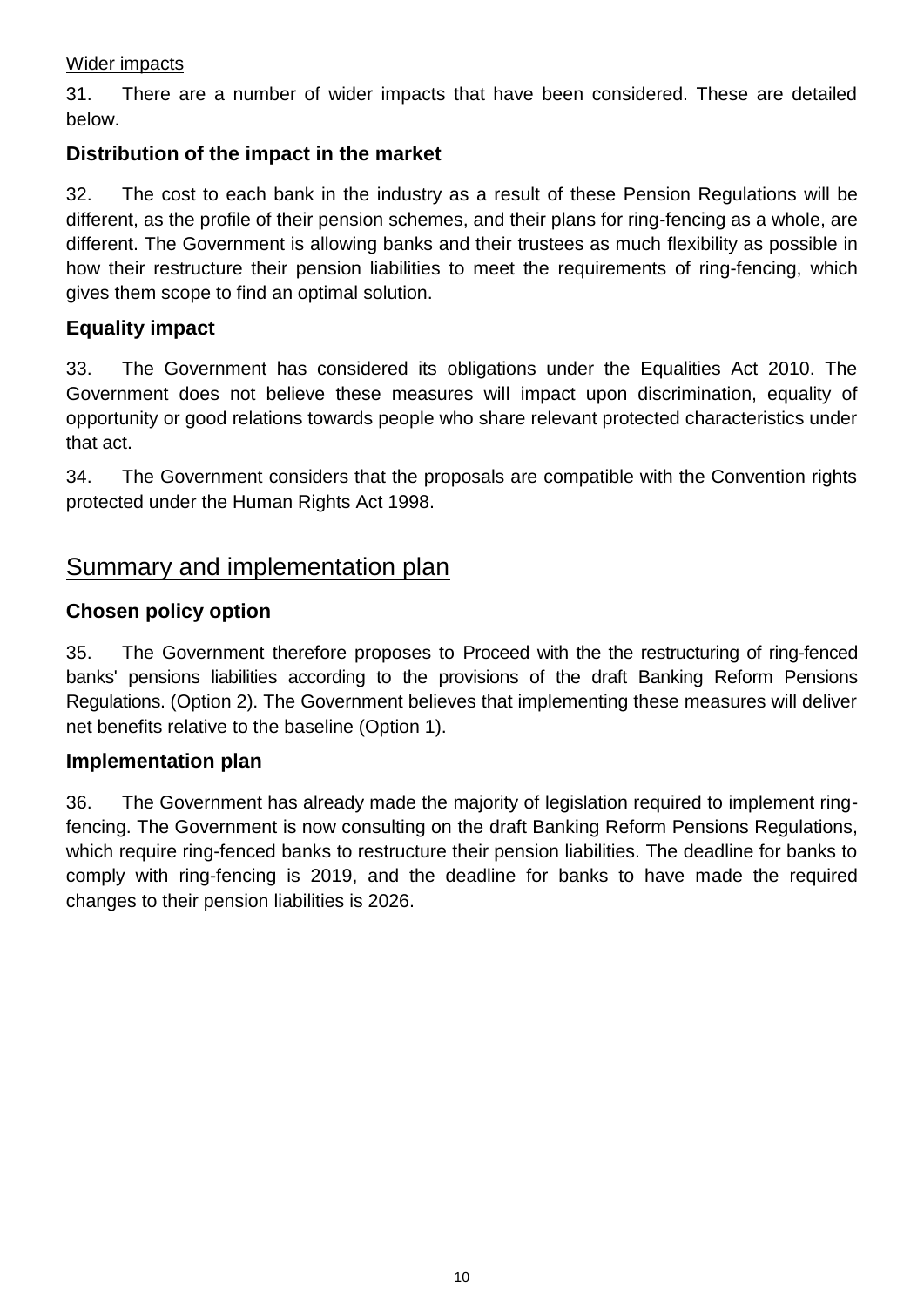Wider impacts

31. There are a number of wider impacts that have been considered. These are detailed below.

### Distribution of the impact in the market

32. The cost to each bank in the industry as a result of these Pension Regulations will be different, as the profile of their pension schemes, and their plans for ring-fencing as a whole, are different. The Government is allowing banks and their trustees as much flexibility as possible in how their restructure their pension liabilities to meet the requirements of ring-fencing, which gives them scope to find an optimal solution.

### Equality impact

33. The Government has considered its obligations under the Equalities Act 2010. The Government does not believe these measures will impact upon discrimination, equality of opportunity or good relations towards people who share relevant protected characteristics under that act.

34. The Government considers that the proposals are compatible with the Convention rights protected under the Human Rights Act 1998.

## Summary and implementation plan

### Chosen policy option

35. The Government therefore proposes to Proceed with the the restructuring of ring-fenced banks' pensions liabilities according to the provisions of the draft Banking Reform Pensions Regulations. (Option 2). The Government believes that implementing these measures will deliver net benefits relative to the baseline (Option 1).

### Implementation plan

36. The Government has already made the majority of legislation required to implement ring-fencing. The Government is now consulting on the draft Banking Reform Pensions Regulations, which require ring-fenced banks to restructure their pension liabilities. The deadline for banks to comply with ring-fencing is 2019, and the deadline for banks to have made the required changes to their pension liabilities is 2026.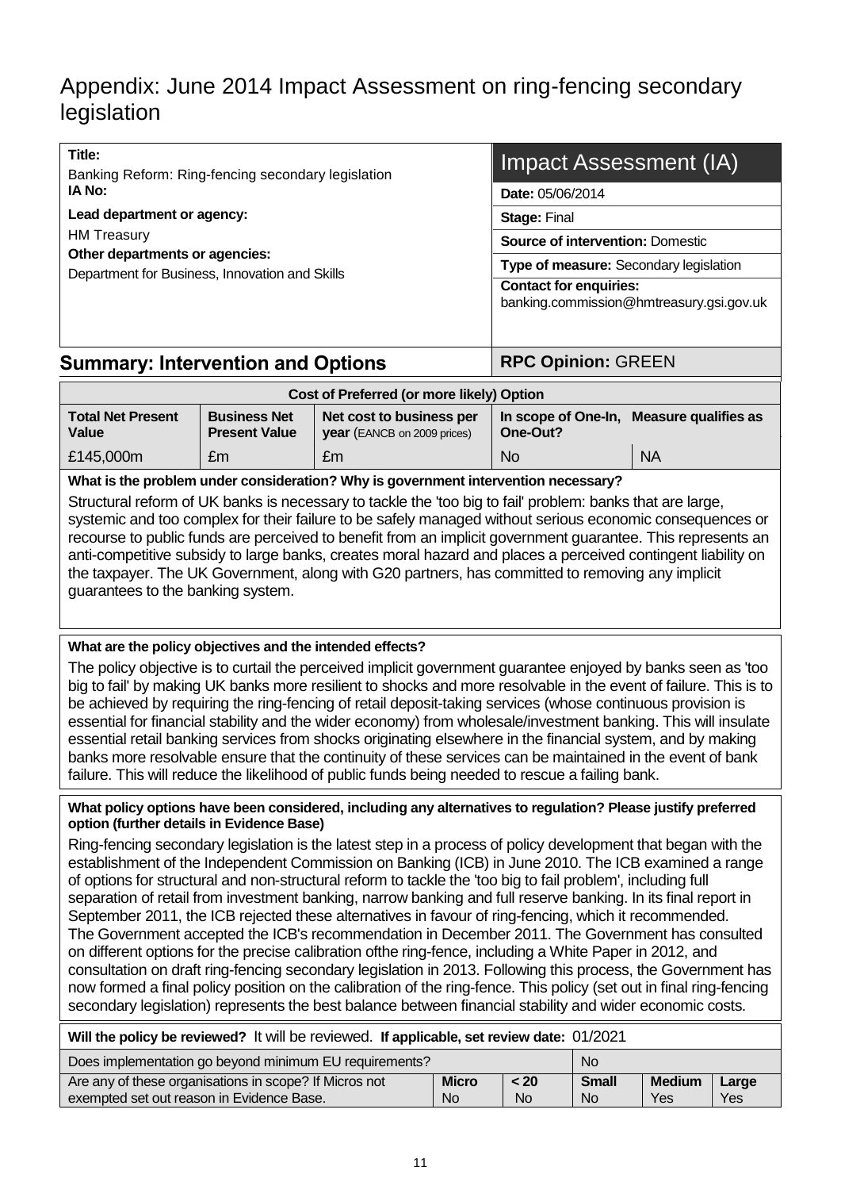# Appendix: June 2014 Impact Assessment on ring-fencing secondary legislation

| | |
|---|---|
| **Title:** Banking Reform: Ring-fencing secondary legislation | **Impact Assessment (IA)** |
| **IA No:** | **Date:** 05/06/2014 |
| **Lead department or agency:** HM Treasury | **Stage:** Final |
| **Other departments or agencies:** Department for Business, Innovation and Skills | **Source of intervention:** Domestic |
| | **Type of measure:** Secondary legislation |
| | **Contact for enquiries:** banking.commission@hmtreasury.gsi.gov.uk |

## Summary: Intervention and Options

**RPC Opinion:** GREEN

| Cost of Preferred (or more likely) Option | | | | |
|---|---|---|---|---|
| **Total Net Present Value** | **Business Net Present Value** | **Net cost to business per year** (EANCB on 2009 prices) | **In scope of One-In, One-Out?** | **Measure qualifies as** |
| £145,000m | £m | £m | No | NA |

**What is the problem under consideration? Why is government intervention necessary?**

Structural reform of UK banks is necessary to tackle the 'too big to fail' problem: banks that are large, systemic and too complex for their failure to be safely managed without serious economic consequences or recourse to public funds are perceived to benefit from an implicit government guarantee. This represents an anti-competitive subsidy to large banks, creates moral hazard and places a perceived contingent liability on the taxpayer. The UK Government, along with G20 partners, has committed to removing any implicit guarantees to the banking system.

**What are the policy objectives and the intended effects?**

The policy objective is to curtail the perceived implicit government guarantee enjoyed by banks seen as 'too big to fail' by making UK banks more resilient to shocks and more resolvable in the event of failure. This is to be achieved by requiring the ring-fencing of retail deposit-taking services (whose continuous provision is essential for financial stability and the wider economy) from wholesale/investment banking. This will insulate essential retail banking services from shocks originating elsewhere in the financial system, and by making banks more resolvable ensure that the continuity of these services can be maintained in the event of bank failure. This will reduce the likelihood of public funds being needed to rescue a failing bank.

**What policy options have been considered, including any alternatives to regulation? Please justify preferred option (further details in Evidence Base)**

Ring-fencing secondary legislation is the latest step in a process of policy development that began with the establishment of the Independent Commission on Banking (ICB) in June 2010. The ICB examined a range of options for structural and non-structural reform to tackle the 'too big to fail problem', including full separation of retail from investment banking, narrow banking and full reserve banking. In its final report in September 2011, the ICB rejected these alternatives in favour of ring-fencing, which it recommended. The Government accepted the ICB's recommendation in December 2011. The Government has consulted on different options for the precise calibration ofthe ring-fence, including a White Paper in 2012, and consultation on draft ring-fencing secondary legislation in 2013. Following this process, the Government has now formed a final policy position on the calibration of the ring-fence. This policy (set out in final ring-fencing secondary legislation) represents the best balance between financial stability and wider economic costs.

**Will the policy be reviewed?** It will be reviewed. **If applicable, set review date:** 01/2021

| | | | | | |
|---|---|---|---|---|---|
| Does implementation go beyond minimum EU requirements? | | | No | | |
| Are any of these organisations in scope? If Micros not exempted set out reason in Evidence Base. | **Micro** No | **< 20** No | **Small** No | **Medium** Yes | **Large** Yes |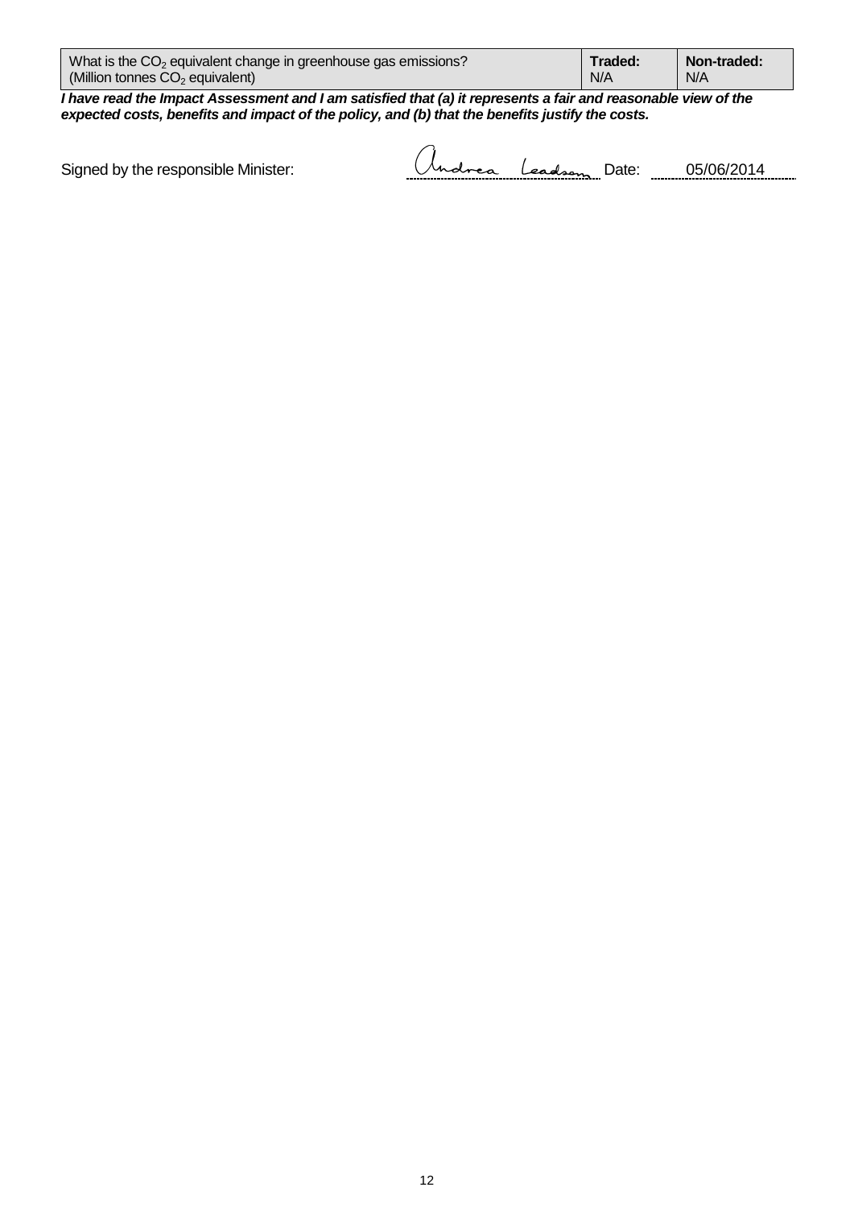| What is the $CO_2$ equivalent change in greenhouse gas emissions? (Million tonnes $CO_2$ equivalent) | **Traded:** N/A | **Non-traded:** N/A |
|---|---|---|

***I have read the Impact Assessment and I am satisfied that (a) it represents a fair and reasonable view of the expected costs, benefits and impact of the policy, and (b) that the benefits justify the costs.***

Signed by the responsible Minister: Andrea Leadsom Date: 05/06/2014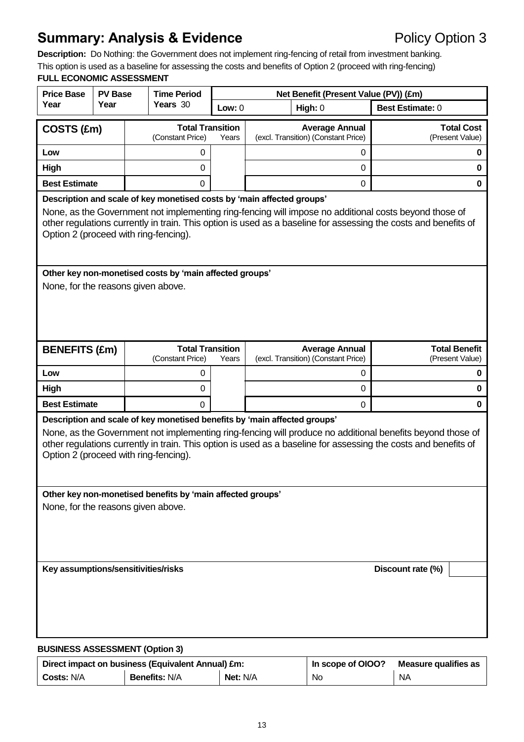## Summary: Analysis & Evidence

Policy Option 3

**Description:** Do Nothing: the Government does not implement ring-fencing of retail from investment banking.

This option is used as a baseline for assessing the costs and benefits of Option 2 (proceed with ring-fencing)

**FULL ECONOMIC ASSESSMENT**

| Price Base Year | PV Base Year | Time Period Years 30 | Net Benefit (Present Value (PV)) (£m) | | |
|---|---|---|---|---|---|
| | | | Low: 0 | High: 0 | Best Estimate: 0 |

| COSTS (£m) | Total Transition (Constant Price) | Years | Average Annual (excl. Transition) (Constant Price) | Total Cost (Present Value) |
|---|---|---|---|---|
| Low | 0 | | 0 | **0** |
| High | 0 | | 0 | **0** |
| Best Estimate | 0 | | 0 | **0** |

**Description and scale of key monetised costs by 'main affected groups'**

None, as the Government not implementing ring-fencing will impose no additional costs beyond those of other regulations currently in train. This option is used as a baseline for assessing the costs and benefits of Option 2 (proceed with ring-fencing).

**Other key non-monetised costs by 'main affected groups'**

None, for the reasons given above.

| BENEFITS (£m) | Total Transition (Constant Price) | Years | Average Annual (excl. Transition) (Constant Price) | Total Benefit (Present Value) |
|---|---|---|---|---|
| Low | 0 | | 0 | **0** |
| High | 0 | | 0 | **0** |
| Best Estimate | 0 | | 0 | **0** |

**Description and scale of key monetised benefits by 'main affected groups'**

None, as the Government not implementing ring-fencing will produce no additional benefits beyond those of other regulations currently in train. This option is used as a baseline for assessing the costs and benefits of Option 2 (proceed with ring-fencing).

**Other key non-monetised benefits by 'main affected groups'**

None, for the reasons given above.

**Key assumptions/sensitivities/risks** | **Discount rate (%)**

**BUSINESS ASSESSMENT (Option 3)**

| Direct impact on business (Equivalent Annual) £m: | | | In scope of OIOO? | Measure qualifies as |
|---|---|---|---|---|
| **Costs:** N/A | **Benefits:** N/A | **Net:** N/A | No | NA |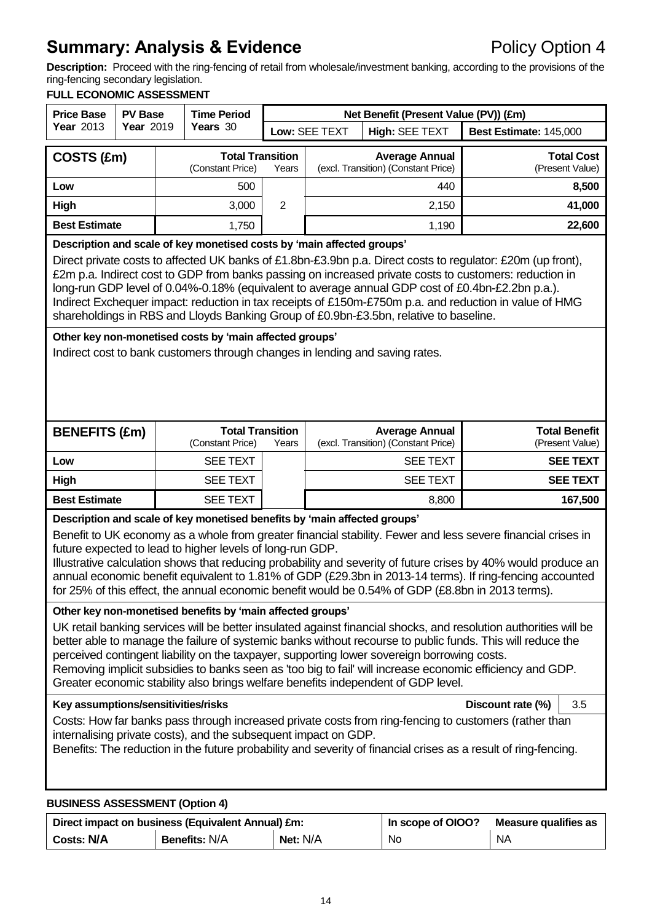# Summary: Analysis & Evidence

Policy Option 4

**Description:** Proceed with the ring-fencing of retail from wholesale/investment banking, according to the provisions of the ring-fencing secondary legislation.

**FULL ECONOMIC ASSESSMENT**

| Price Base | PV Base | Time Period | Net Benefit (Present Value (PV)) (£m) | | |
|---|---|---|---|---|---|
| Year 2013 | Year 2019 | Years 30 | Low: SEE TEXT | High: SEE TEXT | Best Estimate: 145,000 |

| COSTS (£m) | Total Transition (Constant Price) | Years | Average Annual (excl. Transition) (Constant Price) | Total Cost (Present Value) |
|---|---|---|---|---|
| Low | 500 | | 440 | **8,500** |
| High | 3,000 | 2 | 2,150 | **41,000** |
| Best Estimate | 1,750 | | 1,190 | **22,600** |

**Description and scale of key monetised costs by 'main affected groups'**

Direct private costs to affected UK banks of £1.8bn-£3.9bn p.a. Direct costs to regulator: £20m (up front), £2m p.a. Indirect cost to GDP from banks passing on increased private costs to customers: reduction in long-run GDP level of 0.04%-0.18% (equivalent to average annual GDP cost of £0.4bn-£2.2bn p.a.). Indirect Exchequer impact: reduction in tax receipts of £150m-£750m p.a. and reduction in value of HMG shareholdings in RBS and Lloyds Banking Group of £0.9bn-£3.5bn, relative to baseline.

**Other key non-monetised costs by 'main affected groups'**

Indirect cost to bank customers through changes in lending and saving rates.

| BENEFITS (£m) | Total Transition (Constant Price) | Years | Average Annual (excl. Transition) (Constant Price) | Total Benefit (Present Value) |
|---|---|---|---|---|
| Low | SEE TEXT | | SEE TEXT | **SEE TEXT** |
| High | SEE TEXT | | SEE TEXT | **SEE TEXT** |
| Best Estimate | SEE TEXT | | 8,800 | **167,500** |

**Description and scale of key monetised benefits by 'main affected groups'**

Benefit to UK economy as a whole from greater financial stability. Fewer and less severe financial crises in future expected to lead to higher levels of long-run GDP.

Illustrative calculation shows that reducing probability and severity of future crises by 40% would produce an annual economic benefit equivalent to 1.81% of GDP (£29.3bn in 2013-14 terms). If ring-fencing accounted for 25% of this effect, the annual economic benefit would be 0.54% of GDP (£8.8bn in 2013 terms).

**Other key non-monetised benefits by 'main affected groups'**

UK retail banking services will be better insulated against financial shocks, and resolution authorities will be better able to manage the failure of systemic banks without recourse to public funds. This will reduce the perceived contingent liability on the taxpayer, supporting lower sovereign borrowing costs.

Removing implicit subsidies to banks seen as 'too big to fail' will increase economic efficiency and GDP. Greater economic stability also brings welfare benefits independent of GDP level.

**Key assumptions/sensitivities/risks** — **Discount rate (%)**: 3.5

Costs: How far banks pass through increased private costs from ring-fencing to customers (rather than internalising private costs), and the subsequent impact on GDP.

Benefits: The reduction in the future probability and severity of financial crises as a result of ring-fencing.

**BUSINESS ASSESSMENT (Option 4)**

| Direct impact on business (Equivalent Annual) £m: | | | In scope of OIOO? | Measure qualifies as |
|---|---|---|---|---|
| **Costs: N/A** | **Benefits:** N/A | **Net:** N/A | No | NA |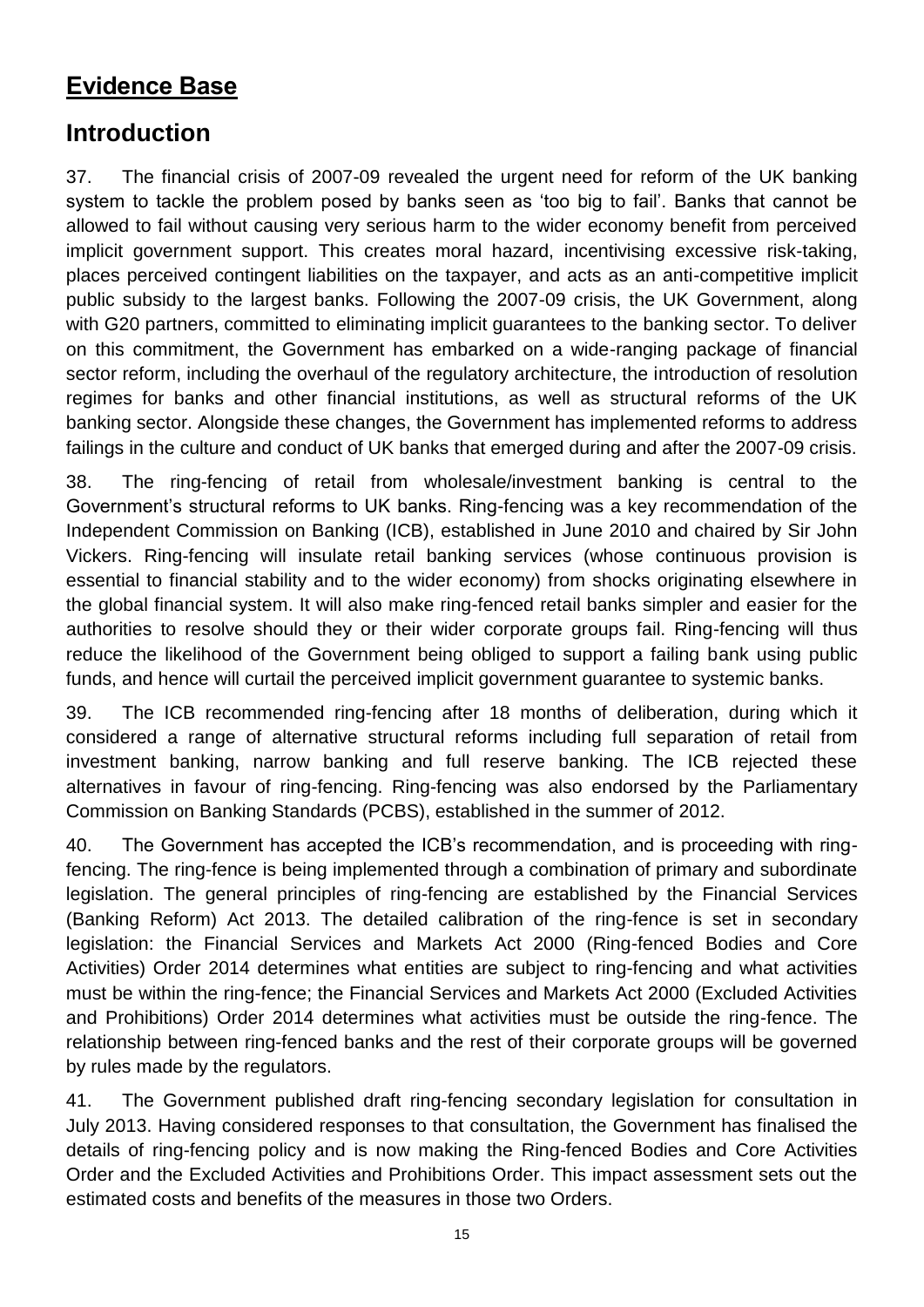# Evidence Base

## Introduction

37. The financial crisis of 2007-09 revealed the urgent need for reform of the UK banking system to tackle the problem posed by banks seen as 'too big to fail'. Banks that cannot be allowed to fail without causing very serious harm to the wider economy benefit from perceived implicit government support. This creates moral hazard, incentivising excessive risk-taking, places perceived contingent liabilities on the taxpayer, and acts as an anti-competitive implicit public subsidy to the largest banks. Following the 2007-09 crisis, the UK Government, along with G20 partners, committed to eliminating implicit guarantees to the banking sector. To deliver on this commitment, the Government has embarked on a wide-ranging package of financial sector reform, including the overhaul of the regulatory architecture, the introduction of resolution regimes for banks and other financial institutions, as well as structural reforms of the UK banking sector. Alongside these changes, the Government has implemented reforms to address failings in the culture and conduct of UK banks that emerged during and after the 2007-09 crisis.

38. The ring-fencing of retail from wholesale/investment banking is central to the Government's structural reforms to UK banks. Ring-fencing was a key recommendation of the Independent Commission on Banking (ICB), established in June 2010 and chaired by Sir John Vickers. Ring-fencing will insulate retail banking services (whose continuous provision is essential to financial stability and to the wider economy) from shocks originating elsewhere in the global financial system. It will also make ring-fenced retail banks simpler and easier for the authorities to resolve should they or their wider corporate groups fail. Ring-fencing will thus reduce the likelihood of the Government being obliged to support a failing bank using public funds, and hence will curtail the perceived implicit government guarantee to systemic banks.

39. The ICB recommended ring-fencing after 18 months of deliberation, during which it considered a range of alternative structural reforms including full separation of retail from investment banking, narrow banking and full reserve banking. The ICB rejected these alternatives in favour of ring-fencing. Ring-fencing was also endorsed by the Parliamentary Commission on Banking Standards (PCBS), established in the summer of 2012.

40. The Government has accepted the ICB's recommendation, and is proceeding with ring-fencing. The ring-fence is being implemented through a combination of primary and subordinate legislation. The general principles of ring-fencing are established by the Financial Services (Banking Reform) Act 2013. The detailed calibration of the ring-fence is set in secondary legislation: the Financial Services and Markets Act 2000 (Ring-fenced Bodies and Core Activities) Order 2014 determines what entities are subject to ring-fencing and what activities must be within the ring-fence; the Financial Services and Markets Act 2000 (Excluded Activities and Prohibitions) Order 2014 determines what activities must be outside the ring-fence. The relationship between ring-fenced banks and the rest of their corporate groups will be governed by rules made by the regulators.

41. The Government published draft ring-fencing secondary legislation for consultation in July 2013. Having considered responses to that consultation, the Government has finalised the details of ring-fencing policy and is now making the Ring-fenced Bodies and Core Activities Order and the Excluded Activities and Prohibitions Order. This impact assessment sets out the estimated costs and benefits of the measures in those two Orders.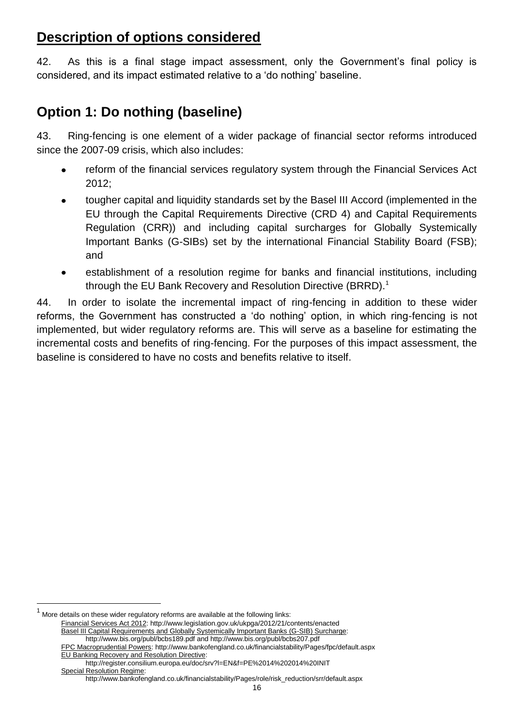## Description of options considered

42. As this is a final stage impact assessment, only the Government's final policy is considered, and its impact estimated relative to a 'do nothing' baseline.

## Option 1: Do nothing (baseline)

43. Ring-fencing is one element of a wider package of financial sector reforms introduced since the 2007-09 crisis, which also includes:

- reform of the financial services regulatory system through the Financial Services Act 2012;
- tougher capital and liquidity standards set by the Basel III Accord (implemented in the EU through the Capital Requirements Directive (CRD 4) and Capital Requirements Regulation (CRR)) and including capital surcharges for Globally Systemically Important Banks (G-SIBs) set by the international Financial Stability Board (FSB); and
- establishment of a resolution regime for banks and financial institutions, including through the EU Bank Recovery and Resolution Directive (BRRD).[1]

44. In order to isolate the incremental impact of ring-fencing in addition to these wider reforms, the Government has constructed a 'do nothing' option, in which ring-fencing is not implemented, but wider regulatory reforms are. This will serve as a baseline for estimating the incremental costs and benefits of ring-fencing. For the purposes of this impact assessment, the baseline is considered to have no costs and benefits relative to itself.

---

[1] More details on these wider regulatory reforms are available at the following links:
Financial Services Act 2012: http://www.legislation.gov.uk/ukpga/2012/21/contents/enacted
Basel III Capital Requirements and Globally Systemically Important Banks (G-SIB) Surcharge: http://www.bis.org/publ/bcbs189.pdf and http://www.bis.org/publ/bcbs207.pdf
FPC Macroprudential Powers: http://www.bankofengland.co.uk/financialstability/Pages/fpc/default.aspx
EU Banking Recovery and Resolution Directive: http://register.consilium.europa.eu/doc/srv?l=EN&f=PE%2014%202014%20INIT
Special Resolution Regime: http://www.bankofengland.co.uk/financialstability/Pages/role/risk_reduction/srr/default.aspx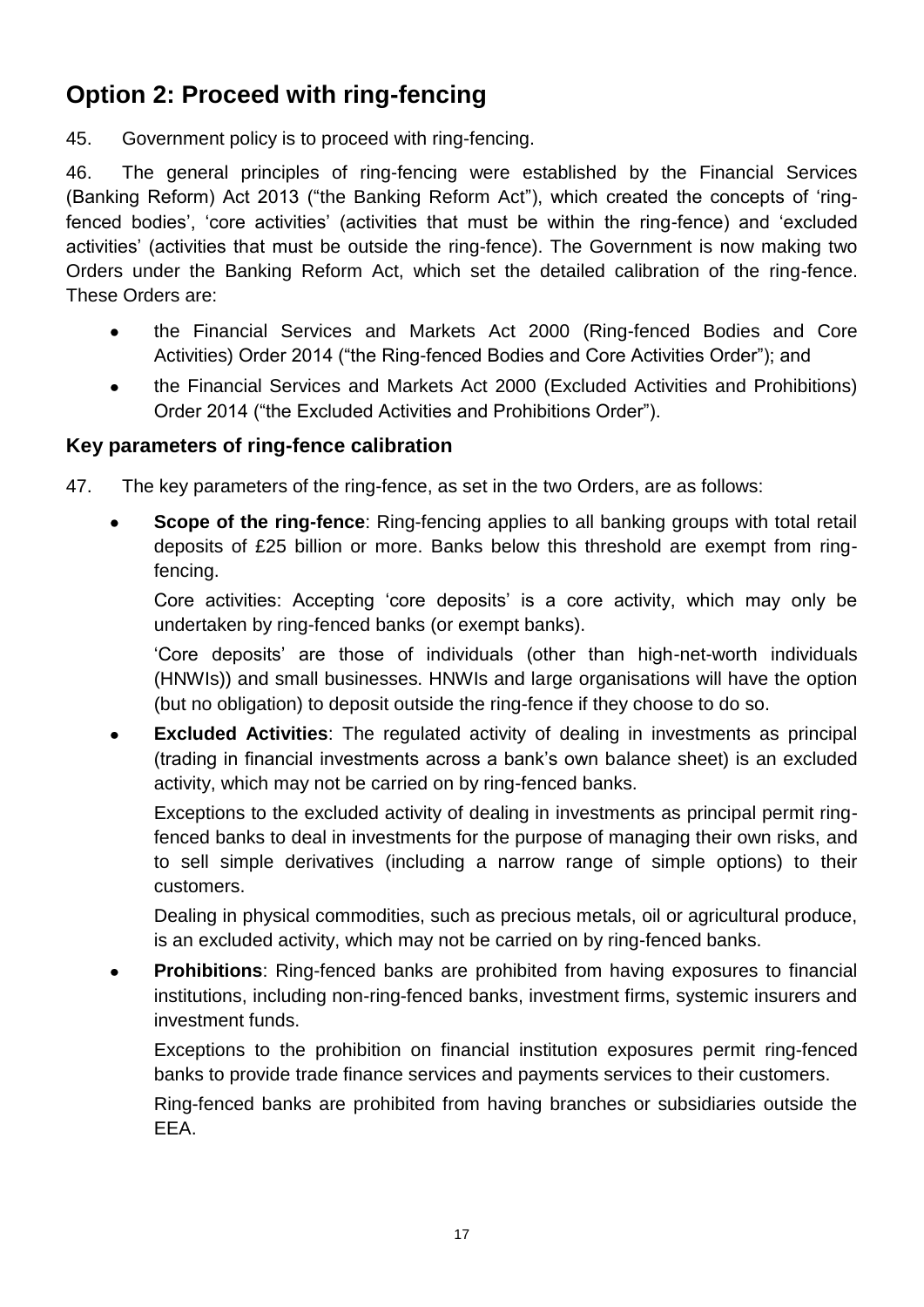## Option 2: Proceed with ring-fencing

45. Government policy is to proceed with ring-fencing.

46. The general principles of ring-fencing were established by the Financial Services (Banking Reform) Act 2013 ("the Banking Reform Act"), which created the concepts of 'ring-fenced bodies', 'core activities' (activities that must be within the ring-fence) and 'excluded activities' (activities that must be outside the ring-fence). The Government is now making two Orders under the Banking Reform Act, which set the detailed calibration of the ring-fence. These Orders are:

- the Financial Services and Markets Act 2000 (Ring-fenced Bodies and Core Activities) Order 2014 ("the Ring-fenced Bodies and Core Activities Order"); and
- the Financial Services and Markets Act 2000 (Excluded Activities and Prohibitions) Order 2014 ("the Excluded Activities and Prohibitions Order").

### Key parameters of ring-fence calibration

47. The key parameters of the ring-fence, as set in the two Orders, are as follows:

- **Scope of the ring-fence**: Ring-fencing applies to all banking groups with total retail deposits of £25 billion or more. Banks below this threshold are exempt from ring-fencing.

  Core activities: Accepting 'core deposits' is a core activity, which may only be undertaken by ring-fenced banks (or exempt banks).

  'Core deposits' are those of individuals (other than high-net-worth individuals (HNWIs)) and small businesses. HNWIs and large organisations will have the option (but no obligation) to deposit outside the ring-fence if they choose to do so.

- **Excluded Activities**: The regulated activity of dealing in investments as principal (trading in financial investments across a bank's own balance sheet) is an excluded activity, which may not be carried on by ring-fenced banks.

  Exceptions to the excluded activity of dealing in investments as principal permit ring-fenced banks to deal in investments for the purpose of managing their own risks, and to sell simple derivatives (including a narrow range of simple options) to their customers.

  Dealing in physical commodities, such as precious metals, oil or agricultural produce, is an excluded activity, which may not be carried on by ring-fenced banks.

- **Prohibitions**: Ring-fenced banks are prohibited from having exposures to financial institutions, including non-ring-fenced banks, investment firms, systemic insurers and investment funds.

  Exceptions to the prohibition on financial institution exposures permit ring-fenced banks to provide trade finance services and payments services to their customers.

  Ring-fenced banks are prohibited from having branches or subsidiaries outside the EEA.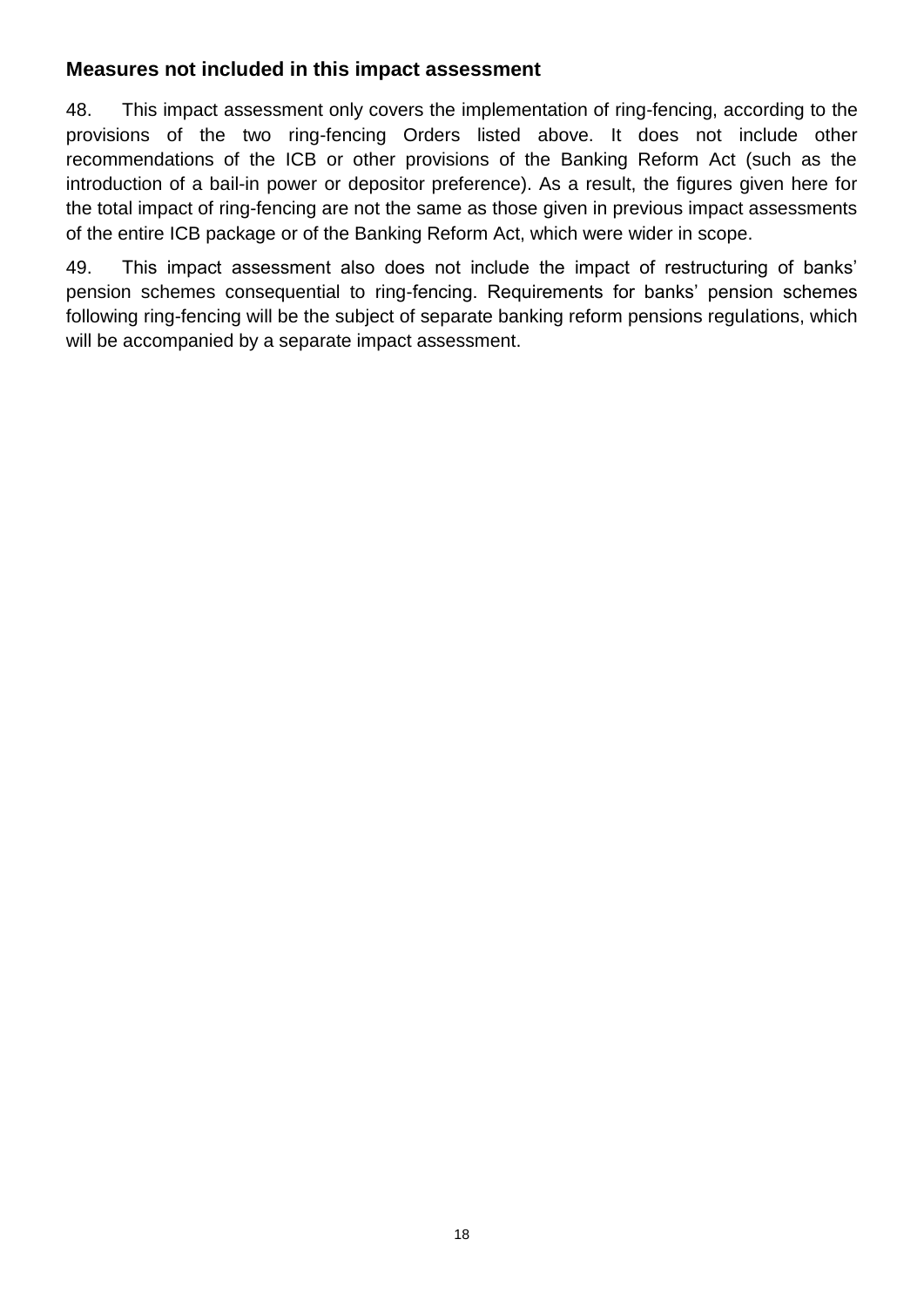### Measures not included in this impact assessment

48. This impact assessment only covers the implementation of ring-fencing, according to the provisions of the two ring-fencing Orders listed above. It does not include other recommendations of the ICB or other provisions of the Banking Reform Act (such as the introduction of a bail-in power or depositor preference). As a result, the figures given here for the total impact of ring-fencing are not the same as those given in previous impact assessments of the entire ICB package or of the Banking Reform Act, which were wider in scope.

49. This impact assessment also does not include the impact of restructuring of banks' pension schemes consequential to ring-fencing. Requirements for banks' pension schemes following ring-fencing will be the subject of separate banking reform pensions regulations, which will be accompanied by a separate impact assessment.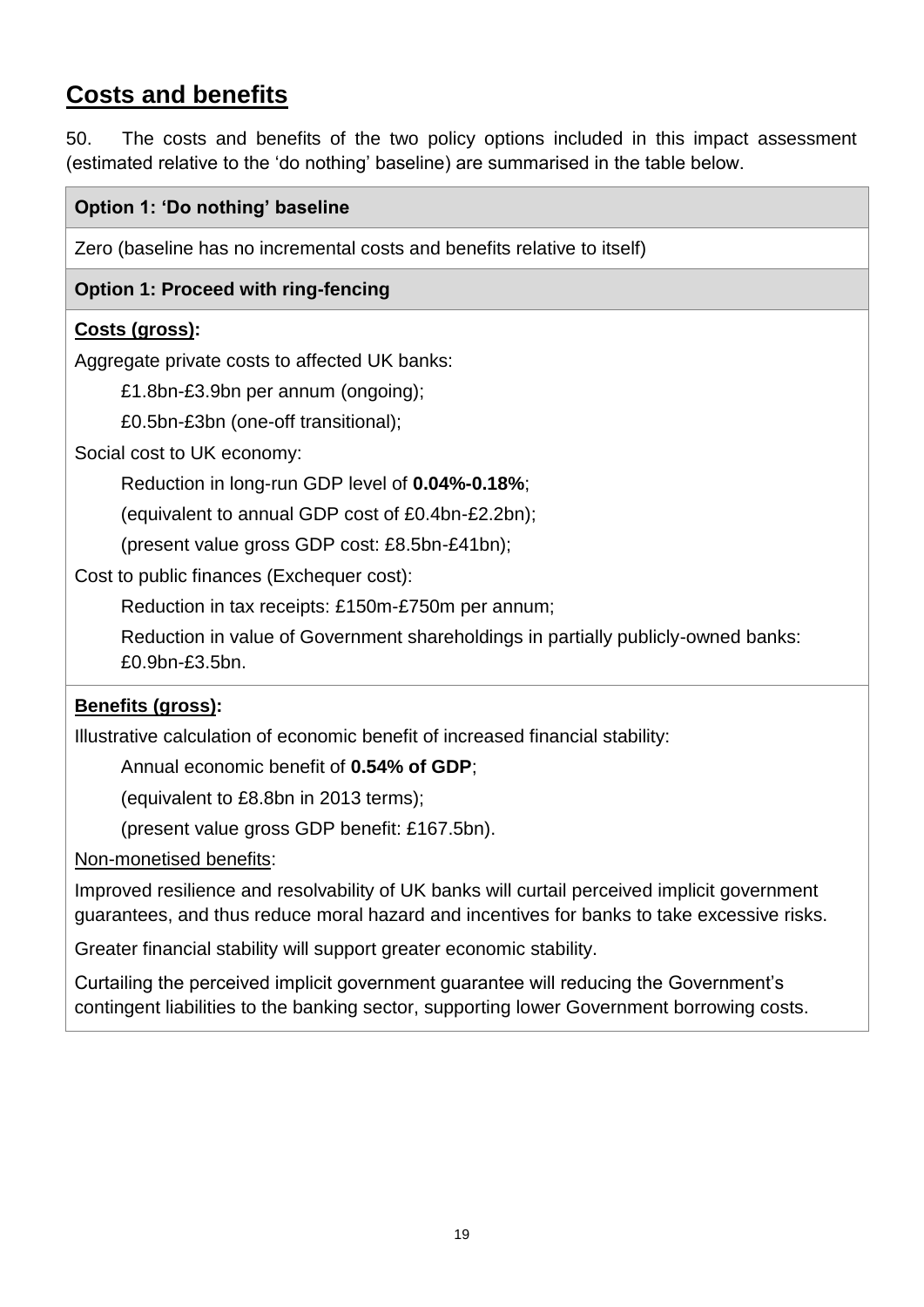## Costs and benefits

50. The costs and benefits of the two policy options included in this impact assessment (estimated relative to the 'do nothing' baseline) are summarised in the table below.

| **Option 1: 'Do nothing' baseline** |
|---|
| Zero (baseline has no incremental costs and benefits relative to itself) |
| **Option 1: Proceed with ring-fencing** |
| **Costs (gross):**<br>Aggregate private costs to affected UK banks:<br>£1.8bn-£3.9bn per annum (ongoing);<br>£0.5bn-£3bn (one-off transitional);<br>Social cost to UK economy:<br>Reduction in long-run GDP level of **0.04%-0.18%**;<br>(equivalent to annual GDP cost of £0.4bn-£2.2bn);<br>(present value gross GDP cost: £8.5bn-£41bn);<br>Cost to public finances (Exchequer cost):<br>Reduction in tax receipts: £150m-£750m per annum;<br>Reduction in value of Government shareholdings in partially publicly-owned banks: £0.9bn-£3.5bn. |
| **Benefits (gross):**<br>Illustrative calculation of economic benefit of increased financial stability:<br>Annual economic benefit of **0.54% of GDP**;<br>(equivalent to £8.8bn in 2013 terms);<br>(present value gross GDP benefit: £167.5bn).<br>Non-monetised benefits:<br>Improved resilience and resolvability of UK banks will curtail perceived implicit government guarantees, and thus reduce moral hazard and incentives for banks to take excessive risks.<br>Greater financial stability will support greater economic stability.<br>Curtailing the perceived implicit government guarantee will reducing the Government's contingent liabilities to the banking sector, supporting lower Government borrowing costs. |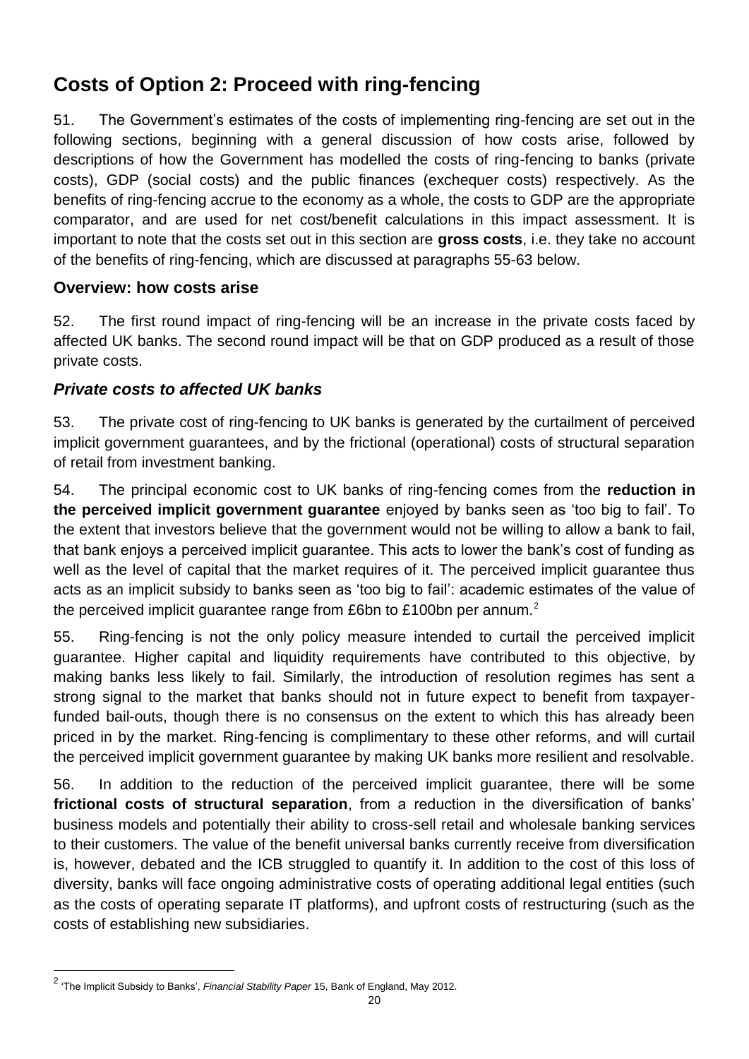## Costs of Option 2: Proceed with ring-fencing

51. The Government's estimates of the costs of implementing ring-fencing are set out in the following sections, beginning with a general discussion of how costs arise, followed by descriptions of how the Government has modelled the costs of ring-fencing to banks (private costs), GDP (social costs) and the public finances (exchequer costs) respectively. As the benefits of ring-fencing accrue to the economy as a whole, the costs to GDP are the appropriate comparator, and are used for net cost/benefit calculations in this impact assessment. It is important to note that the costs set out in this section are **gross costs**, i.e. they take no account of the benefits of ring-fencing, which are discussed at paragraphs 55-63 below.

### Overview: how costs arise

52. The first round impact of ring-fencing will be an increase in the private costs faced by affected UK banks. The second round impact will be that on GDP produced as a result of those private costs.

### *Private costs to affected UK banks*

53. The private cost of ring-fencing to UK banks is generated by the curtailment of perceived implicit government guarantees, and by the frictional (operational) costs of structural separation of retail from investment banking.

54. The principal economic cost to UK banks of ring-fencing comes from the **reduction in the perceived implicit government guarantee** enjoyed by banks seen as 'too big to fail'. To the extent that investors believe that the government would not be willing to allow a bank to fail, that bank enjoys a perceived implicit guarantee. This acts to lower the bank's cost of funding as well as the level of capital that the market requires of it. The perceived implicit guarantee thus acts as an implicit subsidy to banks seen as 'too big to fail': academic estimates of the value of the perceived implicit guarantee range from £6bn to £100bn per annum.[2]

55. Ring-fencing is not the only policy measure intended to curtail the perceived implicit guarantee. Higher capital and liquidity requirements have contributed to this objective, by making banks less likely to fail. Similarly, the introduction of resolution regimes has sent a strong signal to the market that banks should not in future expect to benefit from taxpayer-funded bail-outs, though there is no consensus on the extent to which this has already been priced in by the market. Ring-fencing is complimentary to these other reforms, and will curtail the perceived implicit government guarantee by making UK banks more resilient and resolvable.

56. In addition to the reduction of the perceived implicit guarantee, there will be some **frictional costs of structural separation**, from a reduction in the diversification of banks' business models and potentially their ability to cross-sell retail and wholesale banking services to their customers. The value of the benefit universal banks currently receive from diversification is, however, debated and the ICB struggled to quantify it. In addition to the cost of this loss of diversity, banks will face ongoing administrative costs of operating additional legal entities (such as the costs of operating separate IT platforms), and upfront costs of restructuring (such as the costs of establishing new subsidiaries.

---

[2] 'The Implicit Subsidy to Banks', *Financial Stability Paper* 15, Bank of England, May 2012.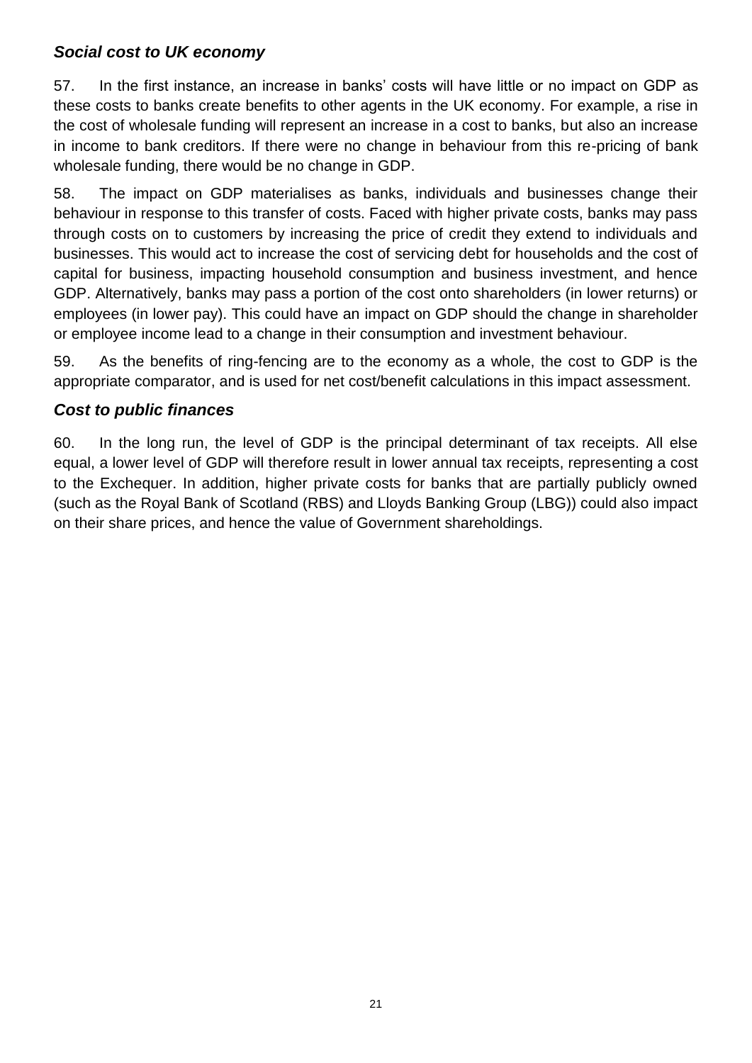### *Social cost to UK economy*

57. In the first instance, an increase in banks' costs will have little or no impact on GDP as these costs to banks create benefits to other agents in the UK economy. For example, a rise in the cost of wholesale funding will represent an increase in a cost to banks, but also an increase in income to bank creditors. If there were no change in behaviour from this re-pricing of bank wholesale funding, there would be no change in GDP.

58. The impact on GDP materialises as banks, individuals and businesses change their behaviour in response to this transfer of costs. Faced with higher private costs, banks may pass through costs on to customers by increasing the price of credit they extend to individuals and businesses. This would act to increase the cost of servicing debt for households and the cost of capital for business, impacting household consumption and business investment, and hence GDP. Alternatively, banks may pass a portion of the cost onto shareholders (in lower returns) or employees (in lower pay). This could have an impact on GDP should the change in shareholder or employee income lead to a change in their consumption and investment behaviour.

59. As the benefits of ring-fencing are to the economy as a whole, the cost to GDP is the appropriate comparator, and is used for net cost/benefit calculations in this impact assessment.

### *Cost to public finances*

60. In the long run, the level of GDP is the principal determinant of tax receipts. All else equal, a lower level of GDP will therefore result in lower annual tax receipts, representing a cost to the Exchequer. In addition, higher private costs for banks that are partially publicly owned (such as the Royal Bank of Scotland (RBS) and Lloyds Banking Group (LBG)) could also impact on their share prices, and hence the value of Government shareholdings.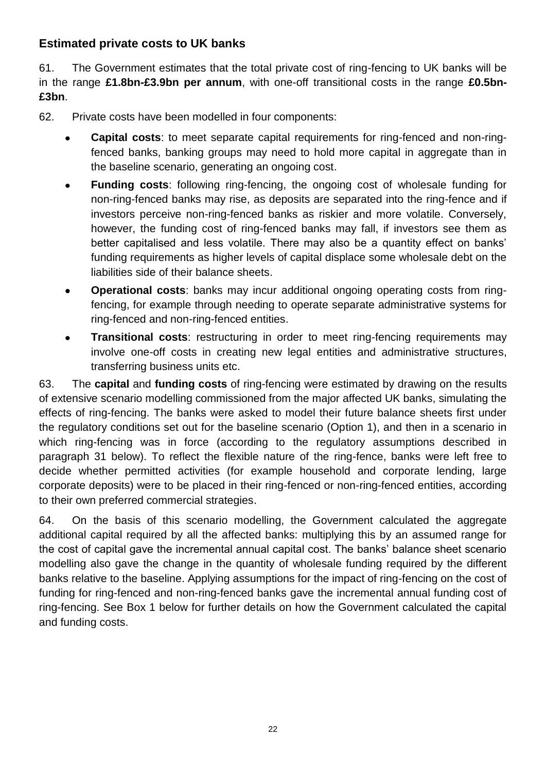## Estimated private costs to UK banks

61. The Government estimates that the total private cost of ring-fencing to UK banks will be in the range **£1.8bn-£3.9bn per annum**, with one-off transitional costs in the range **£0.5bn-£3bn**.

62. Private costs have been modelled in four components:

- **Capital costs**: to meet separate capital requirements for ring-fenced and non-ring-fenced banks, banking groups may need to hold more capital in aggregate than in the baseline scenario, generating an ongoing cost.
- **Funding costs**: following ring-fencing, the ongoing cost of wholesale funding for non-ring-fenced banks may rise, as deposits are separated into the ring-fence and if investors perceive non-ring-fenced banks as riskier and more volatile. Conversely, however, the funding cost of ring-fenced banks may fall, if investors see them as better capitalised and less volatile. There may also be a quantity effect on banks' funding requirements as higher levels of capital displace some wholesale debt on the liabilities side of their balance sheets.
- **Operational costs**: banks may incur additional ongoing operating costs from ring-fencing, for example through needing to operate separate administrative systems for ring-fenced and non-ring-fenced entities.
- **Transitional costs**: restructuring in order to meet ring-fencing requirements may involve one-off costs in creating new legal entities and administrative structures, transferring business units etc.

63. The **capital** and **funding costs** of ring-fencing were estimated by drawing on the results of extensive scenario modelling commissioned from the major affected UK banks, simulating the effects of ring-fencing. The banks were asked to model their future balance sheets first under the regulatory conditions set out for the baseline scenario (Option 1), and then in a scenario in which ring-fencing was in force (according to the regulatory assumptions described in paragraph 31 below). To reflect the flexible nature of the ring-fence, banks were left free to decide whether permitted activities (for example household and corporate lending, large corporate deposits) were to be placed in their ring-fenced or non-ring-fenced entities, according to their own preferred commercial strategies.

64. On the basis of this scenario modelling, the Government calculated the aggregate additional capital required by all the affected banks: multiplying this by an assumed range for the cost of capital gave the incremental annual capital cost. The banks' balance sheet scenario modelling also gave the change in the quantity of wholesale funding required by the different banks relative to the baseline. Applying assumptions for the impact of ring-fencing on the cost of funding for ring-fenced and non-ring-fenced banks gave the incremental annual funding cost of ring-fencing. See Box 1 below for further details on how the Government calculated the capital and funding costs.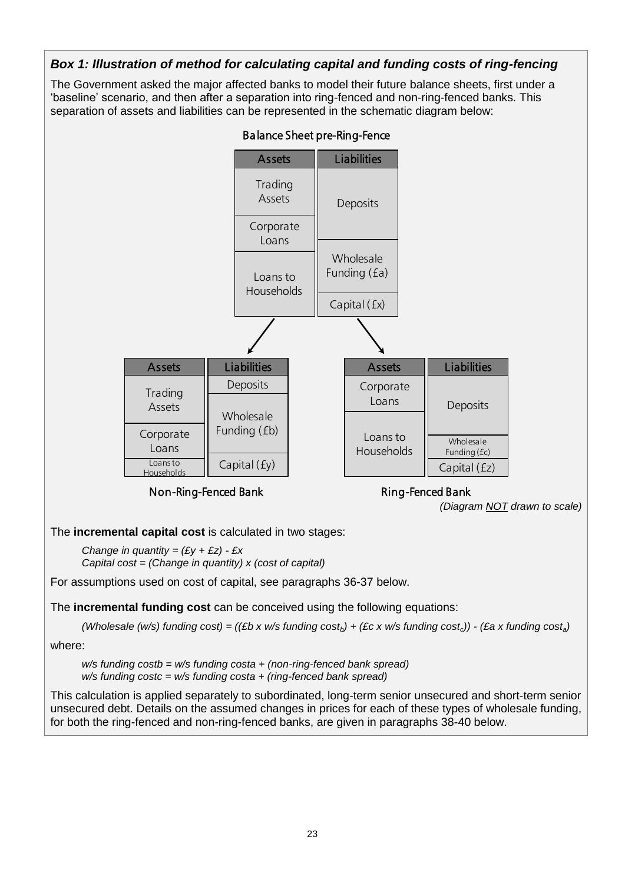### *Box 1: Illustration of method for calculating capital and funding costs of ring-fencing*

The Government asked the major affected banks to model their future balance sheets, first under a 'baseline' scenario, and then after a separation into ring-fenced and non-ring-fenced banks. This separation of assets and liabilities can be represented in the schematic diagram below:

**Balance Sheet pre-Ring-Fence**

| Assets | Liabilities |
|---|---|
| Trading Assets | Deposits |
| Corporate Loans | |
| Loans to Households | Wholesale Funding (£a) |
| | Capital (£x) |

**Non-Ring-Fenced Bank**

| Assets | Liabilities |
|---|---|
| Trading Assets | Deposits |
| Corporate Loans | Wholesale Funding (£b) |
| Loans to Households | Capital (£y) |

**Ring-Fenced Bank**

| Assets | Liabilities |
|---|---|
| Corporate Loans | Deposits |
| Loans to Households | Wholesale Funding (£c) |
| | Capital (£z) |

*(Diagram NOT drawn to scale)*

The **incremental capital cost** is calculated in two stages:

> *Change in quantity = (£y + £z) - £x*
> *Capital cost = (Change in quantity) x (cost of capital)*

For assumptions used on cost of capital, see paragraphs 36-37 below.

The **incremental funding cost** can be conceived using the following equations:

> *(Wholesale (w/s) funding cost) = ((£b x w/s funding cost$_b$) + (£c x w/s funding cost$_c$)) - (£a x funding cost$_a$)*

where:

> *w/s funding costb = w/s funding costa + (non-ring-fenced bank spread)*
> *w/s funding costc = w/s funding costa + (ring-fenced bank spread)*

This calculation is applied separately to subordinated, long-term senior unsecured and short-term senior unsecured debt. Details on the assumed changes in prices for each of these types of wholesale funding, for both the ring-fenced and non-ring-fenced banks, are given in paragraphs 38-40 below.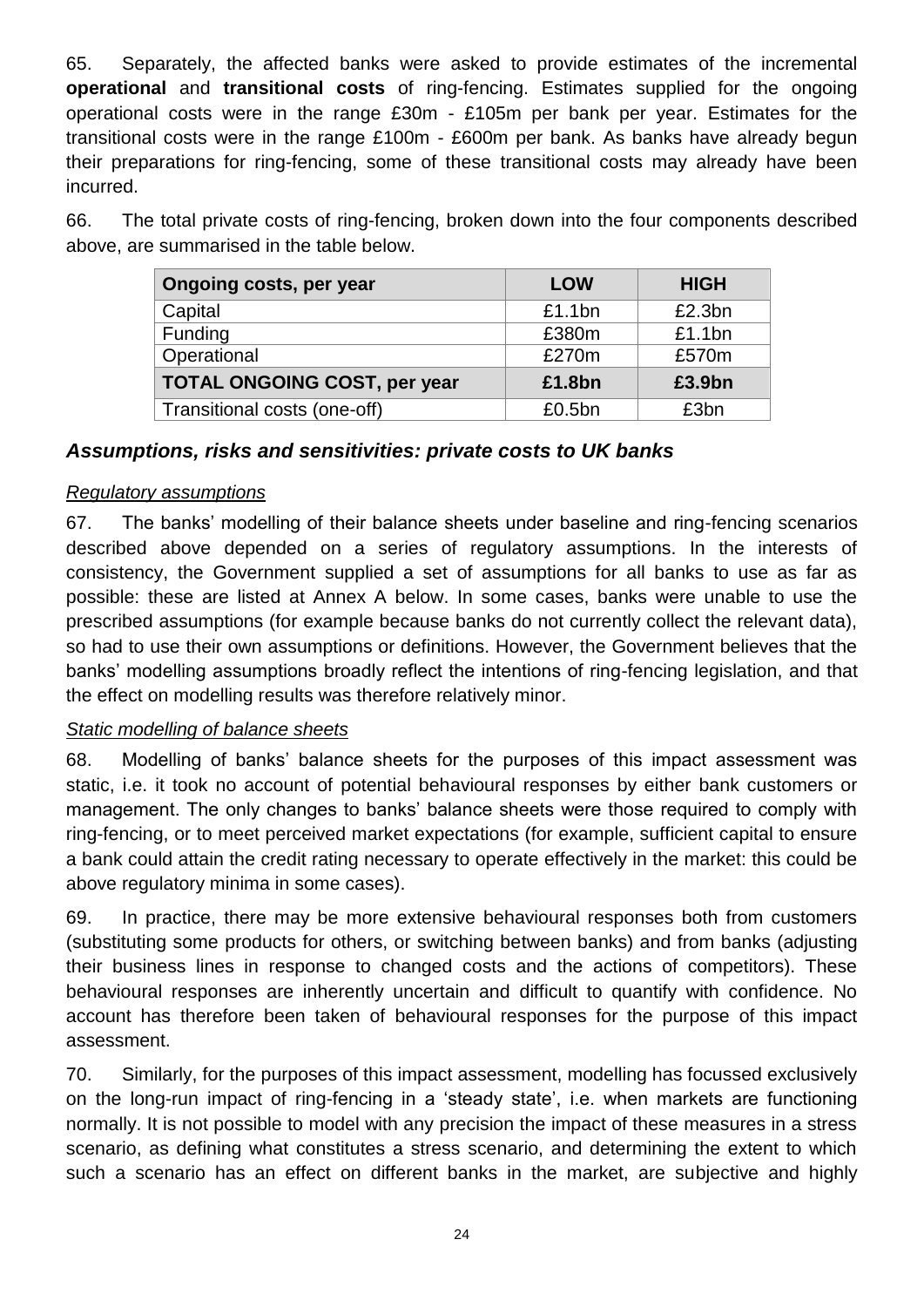65. Separately, the affected banks were asked to provide estimates of the incremental **operational** and **transitional costs** of ring-fencing. Estimates supplied for the ongoing operational costs were in the range £30m - £105m per bank per year. Estimates for the transitional costs were in the range £100m - £600m per bank. As banks have already begun their preparations for ring-fencing, some of these transitional costs may already have been incurred.

66. The total private costs of ring-fencing, broken down into the four components described above, are summarised in the table below.

| Ongoing costs, per year | LOW | HIGH |
|---|---|---|
| Capital | £1.1bn | £2.3bn |
| Funding | £380m | £1.1bn |
| Operational | £270m | £570m |
| **TOTAL ONGOING COST, per year** | **£1.8bn** | **£3.9bn** |
| Transitional costs (one-off) | £0.5bn | £3bn |

### *Assumptions, risks and sensitivities: private costs to UK banks*

*Regulatory assumptions*

67. The banks' modelling of their balance sheets under baseline and ring-fencing scenarios described above depended on a series of regulatory assumptions. In the interests of consistency, the Government supplied a set of assumptions for all banks to use as far as possible: these are listed at Annex A below. In some cases, banks were unable to use the prescribed assumptions (for example because banks do not currently collect the relevant data), so had to use their own assumptions or definitions. However, the Government believes that the banks' modelling assumptions broadly reflect the intentions of ring-fencing legislation, and that the effect on modelling results was therefore relatively minor.

*Static modelling of balance sheets*

68. Modelling of banks' balance sheets for the purposes of this impact assessment was static, i.e. it took no account of potential behavioural responses by either bank customers or management. The only changes to banks' balance sheets were those required to comply with ring-fencing, or to meet perceived market expectations (for example, sufficient capital to ensure a bank could attain the credit rating necessary to operate effectively in the market: this could be above regulatory minima in some cases).

69. In practice, there may be more extensive behavioural responses both from customers (substituting some products for others, or switching between banks) and from banks (adjusting their business lines in response to changed costs and the actions of competitors). These behavioural responses are inherently uncertain and difficult to quantify with confidence. No account has therefore been taken of behavioural responses for the purpose of this impact assessment.

70. Similarly, for the purposes of this impact assessment, modelling has focussed exclusively on the long-run impact of ring-fencing in a 'steady state', i.e. when markets are functioning normally. It is not possible to model with any precision the impact of these measures in a stress scenario, as defining what constitutes a stress scenario, and determining the extent to which such a scenario has an effect on different banks in the market, are subjective and highly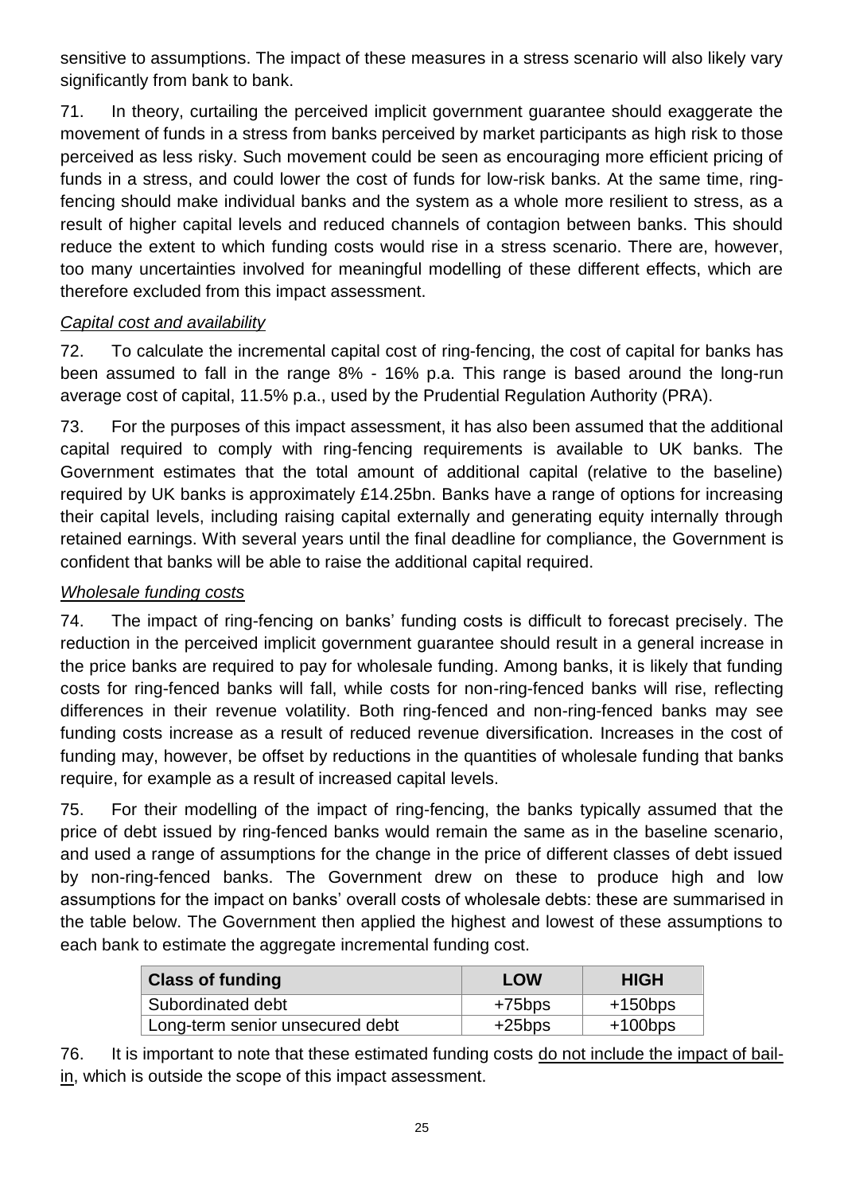sensitive to assumptions. The impact of these measures in a stress scenario will also likely vary significantly from bank to bank.

71. In theory, curtailing the perceived implicit government guarantee should exaggerate the movement of funds in a stress from banks perceived by market participants as high risk to those perceived as less risky. Such movement could be seen as encouraging more efficient pricing of funds in a stress, and could lower the cost of funds for low-risk banks. At the same time, ring-fencing should make individual banks and the system as a whole more resilient to stress, as a result of higher capital levels and reduced channels of contagion between banks. This should reduce the extent to which funding costs would rise in a stress scenario. There are, however, too many uncertainties involved for meaningful modelling of these different effects, which are therefore excluded from this impact assessment.

*Capital cost and availability*

72. To calculate the incremental capital cost of ring-fencing, the cost of capital for banks has been assumed to fall in the range 8% - 16% p.a. This range is based around the long-run average cost of capital, 11.5% p.a., used by the Prudential Regulation Authority (PRA).

73. For the purposes of this impact assessment, it has also been assumed that the additional capital required to comply with ring-fencing requirements is available to UK banks. The Government estimates that the total amount of additional capital (relative to the baseline) required by UK banks is approximately £14.25bn. Banks have a range of options for increasing their capital levels, including raising capital externally and generating equity internally through retained earnings. With several years until the final deadline for compliance, the Government is confident that banks will be able to raise the additional capital required.

*Wholesale funding costs*

74. The impact of ring-fencing on banks' funding costs is difficult to forecast precisely. The reduction in the perceived implicit government guarantee should result in a general increase in the price banks are required to pay for wholesale funding. Among banks, it is likely that funding costs for ring-fenced banks will fall, while costs for non-ring-fenced banks will rise, reflecting differences in their revenue volatility. Both ring-fenced and non-ring-fenced banks may see funding costs increase as a result of reduced revenue diversification. Increases in the cost of funding may, however, be offset by reductions in the quantities of wholesale funding that banks require, for example as a result of increased capital levels.

75. For their modelling of the impact of ring-fencing, the banks typically assumed that the price of debt issued by ring-fenced banks would remain the same as in the baseline scenario, and used a range of assumptions for the change in the price of different classes of debt issued by non-ring-fenced banks. The Government drew on these to produce high and low assumptions for the impact on banks' overall costs of wholesale debts: these are summarised in the table below. The Government then applied the highest and lowest of these assumptions to each bank to estimate the aggregate incremental funding cost.

| Class of funding | LOW | HIGH |
|---|---|---|
| Subordinated debt | +75bps | +150bps |
| Long-term senior unsecured debt | +25bps | +100bps |

76. It is important to note that these estimated funding costs do not include the impact of bail-in, which is outside the scope of this impact assessment.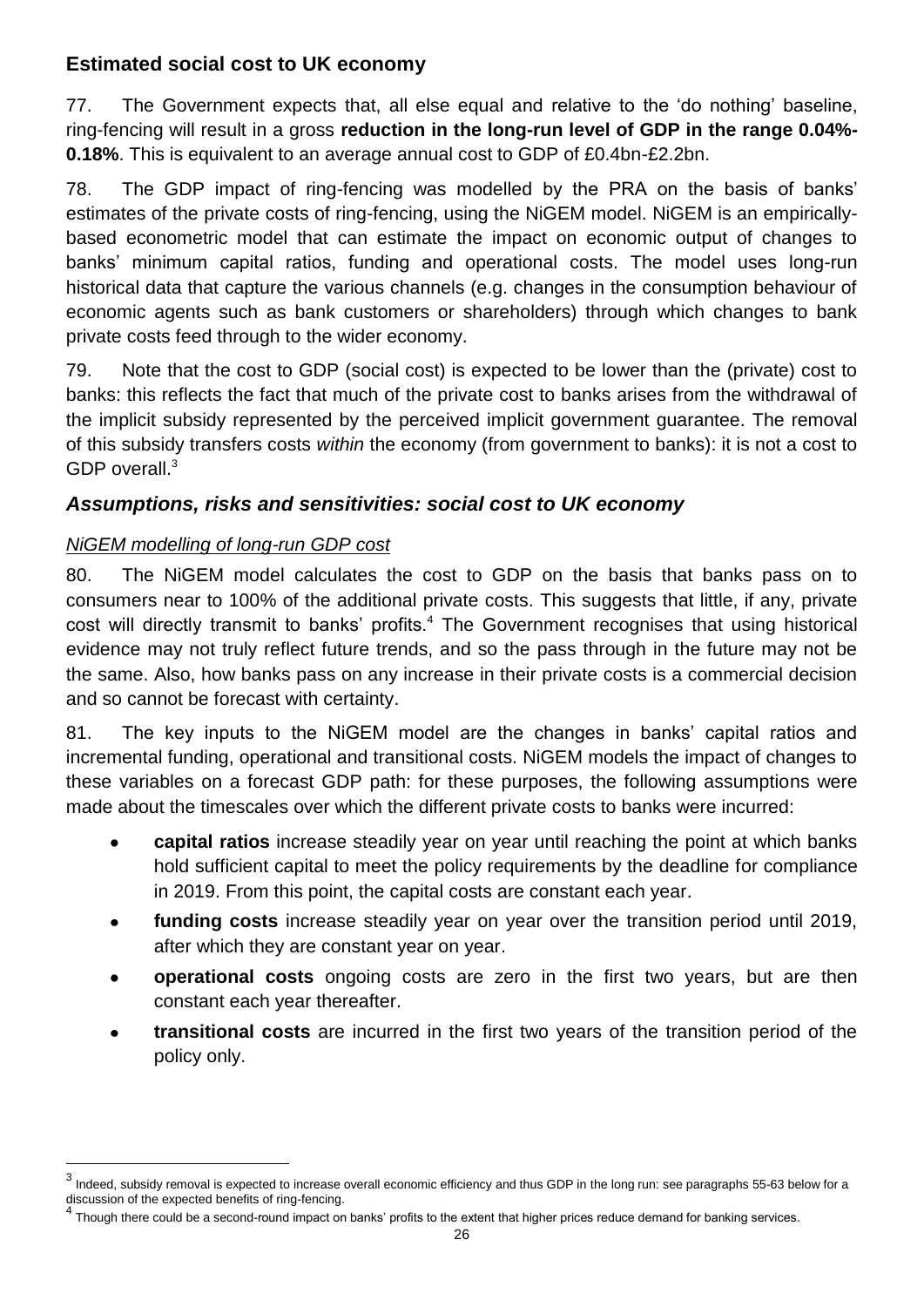## Estimated social cost to UK economy

77. The Government expects that, all else equal and relative to the 'do nothing' baseline, ring-fencing will result in a gross **reduction in the long-run level of GDP in the range 0.04%-0.18%**. This is equivalent to an average annual cost to GDP of £0.4bn-£2.2bn.

78. The GDP impact of ring-fencing was modelled by the PRA on the basis of banks' estimates of the private costs of ring-fencing, using the NiGEM model. NiGEM is an empirically-based econometric model that can estimate the impact on economic output of changes to banks' minimum capital ratios, funding and operational costs. The model uses long-run historical data that capture the various channels (e.g. changes in the consumption behaviour of economic agents such as bank customers or shareholders) through which changes to bank private costs feed through to the wider economy.

79. Note that the cost to GDP (social cost) is expected to be lower than the (private) cost to banks: this reflects the fact that much of the private cost to banks arises from the withdrawal of the implicit subsidy represented by the perceived implicit government guarantee. The removal of this subsidy transfers costs *within* the economy (from government to banks): it is not a cost to GDP overall.[3]

## *Assumptions, risks and sensitivities: social cost to UK economy*

### *NiGEM modelling of long-run GDP cost*

80. The NiGEM model calculates the cost to GDP on the basis that banks pass on to consumers near to 100% of the additional private costs. This suggests that little, if any, private cost will directly transmit to banks' profits.[4] The Government recognises that using historical evidence may not truly reflect future trends, and so the pass through in the future may not be the same. Also, how banks pass on any increase in their private costs is a commercial decision and so cannot be forecast with certainty.

81. The key inputs to the NiGEM model are the changes in banks' capital ratios and incremental funding, operational and transitional costs. NiGEM models the impact of changes to these variables on a forecast GDP path: for these purposes, the following assumptions were made about the timescales over which the different private costs to banks were incurred:

- **capital ratios** increase steadily year on year until reaching the point at which banks hold sufficient capital to meet the policy requirements by the deadline for compliance in 2019. From this point, the capital costs are constant each year.
- **funding costs** increase steadily year on year over the transition period until 2019, after which they are constant year on year.
- **operational costs** ongoing costs are zero in the first two years, but are then constant each year thereafter.
- **transitional costs** are incurred in the first two years of the transition period of the policy only.

---

[3] Indeed, subsidy removal is expected to increase overall economic efficiency and thus GDP in the long run: see paragraphs 55-63 below for a discussion of the expected benefits of ring-fencing.

[4] Though there could be a second-round impact on banks' profits to the extent that higher prices reduce demand for banking services.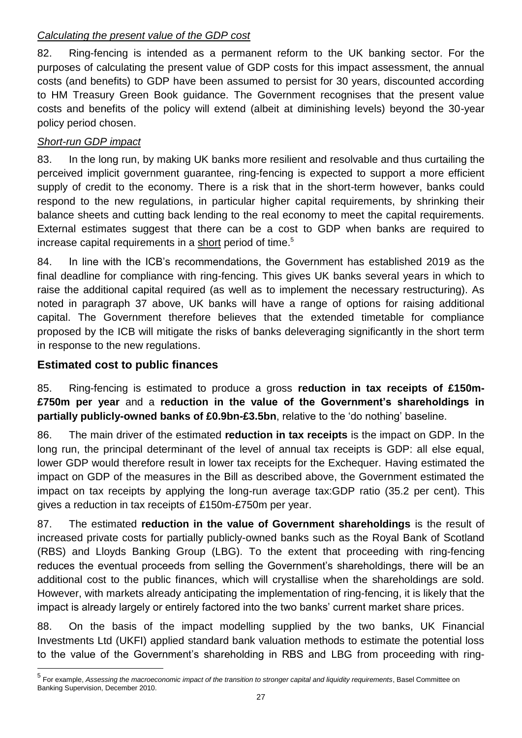*Calculating the present value of the GDP cost*

82. Ring-fencing is intended as a permanent reform to the UK banking sector. For the purposes of calculating the present value of GDP costs for this impact assessment, the annual costs (and benefits) to GDP have been assumed to persist for 30 years, discounted according to HM Treasury Green Book guidance. The Government recognises that the present value costs and benefits of the policy will extend (albeit at diminishing levels) beyond the 30-year policy period chosen.

*Short-run GDP impact*

83. In the long run, by making UK banks more resilient and resolvable and thus curtailing the perceived implicit government guarantee, ring-fencing is expected to support a more efficient supply of credit to the economy. There is a risk that in the short-term however, banks could respond to the new regulations, in particular higher capital requirements, by shrinking their balance sheets and cutting back lending to the real economy to meet the capital requirements. External estimates suggest that there can be a cost to GDP when banks are required to increase capital requirements in a <u>short</u> period of time.[5]

84. In line with the ICB's recommendations, the Government has established 2019 as the final deadline for compliance with ring-fencing. This gives UK banks several years in which to raise the additional capital required (as well as to implement the necessary restructuring). As noted in paragraph 37 above, UK banks will have a range of options for raising additional capital. The Government therefore believes that the extended timetable for compliance proposed by the ICB will mitigate the risks of banks deleveraging significantly in the short term in response to the new regulations.

## Estimated cost to public finances

85. Ring-fencing is estimated to produce a gross **reduction in tax receipts of £150m-£750m per year** and a **reduction in the value of the Government's shareholdings in partially publicly-owned banks of £0.9bn-£3.5bn**, relative to the 'do nothing' baseline.

86. The main driver of the estimated **reduction in tax receipts** is the impact on GDP. In the long run, the principal determinant of the level of annual tax receipts is GDP: all else equal, lower GDP would therefore result in lower tax receipts for the Exchequer. Having estimated the impact on GDP of the measures in the Bill as described above, the Government estimated the impact on tax receipts by applying the long-run average tax:GDP ratio (35.2 per cent). This gives a reduction in tax receipts of £150m-£750m per year.

87. The estimated **reduction in the value of Government shareholdings** is the result of increased private costs for partially publicly-owned banks such as the Royal Bank of Scotland (RBS) and Lloyds Banking Group (LBG). To the extent that proceeding with ring-fencing reduces the eventual proceeds from selling the Government's shareholdings, there will be an additional cost to the public finances, which will crystallise when the shareholdings are sold. However, with markets already anticipating the implementation of ring-fencing, it is likely that the impact is already largely or entirely factored into the two banks' current market share prices.

88. On the basis of the impact modelling supplied by the two banks, UK Financial Investments Ltd (UKFI) applied standard bank valuation methods to estimate the potential loss to the value of the Government's shareholding in RBS and LBG from proceeding with ring-

[5] For example, *Assessing the macroeconomic impact of the transition to stronger capital and liquidity requirements*, Basel Committee on Banking Supervision, December 2010.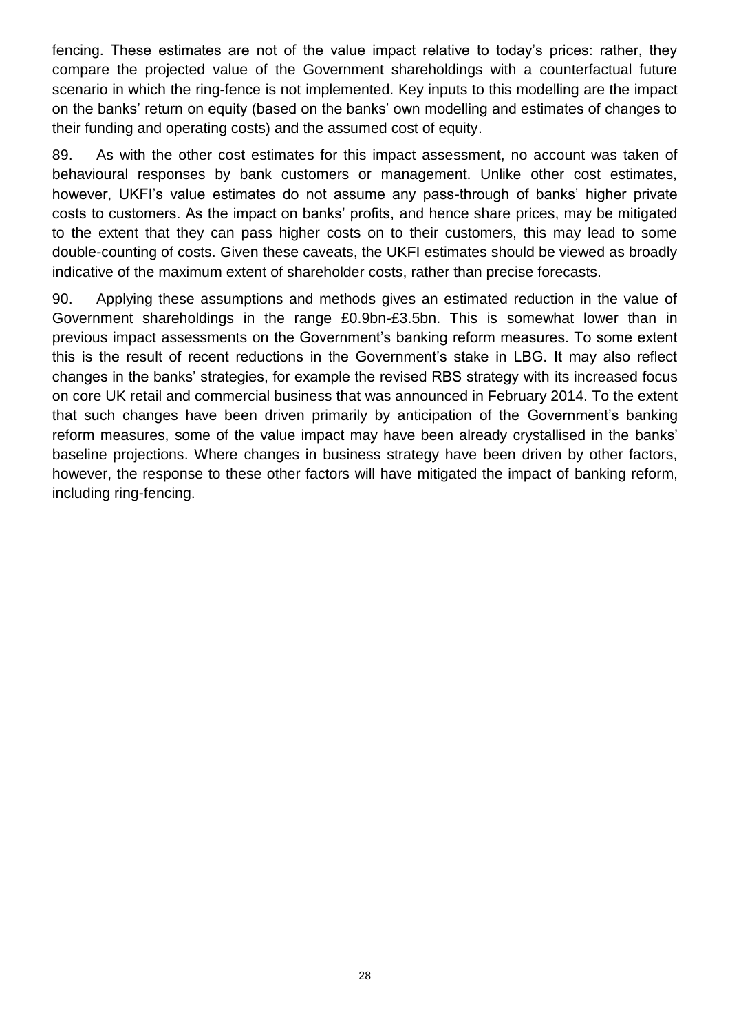fencing. These estimates are not of the value impact relative to today's prices: rather, they compare the projected value of the Government shareholdings with a counterfactual future scenario in which the ring-fence is not implemented. Key inputs to this modelling are the impact on the banks' return on equity (based on the banks' own modelling and estimates of changes to their funding and operating costs) and the assumed cost of equity.

89. As with the other cost estimates for this impact assessment, no account was taken of behavioural responses by bank customers or management. Unlike other cost estimates, however, UKFI's value estimates do not assume any pass-through of banks' higher private costs to customers. As the impact on banks' profits, and hence share prices, may be mitigated to the extent that they can pass higher costs on to their customers, this may lead to some double-counting of costs. Given these caveats, the UKFI estimates should be viewed as broadly indicative of the maximum extent of shareholder costs, rather than precise forecasts.

90. Applying these assumptions and methods gives an estimated reduction in the value of Government shareholdings in the range £0.9bn-£3.5bn. This is somewhat lower than in previous impact assessments on the Government's banking reform measures. To some extent this is the result of recent reductions in the Government's stake in LBG. It may also reflect changes in the banks' strategies, for example the revised RBS strategy with its increased focus on core UK retail and commercial business that was announced in February 2014. To the extent that such changes have been driven primarily by anticipation of the Government's banking reform measures, some of the value impact may have been already crystallised in the banks' baseline projections. Where changes in business strategy have been driven by other factors, however, the response to these other factors will have mitigated the impact of banking reform, including ring-fencing.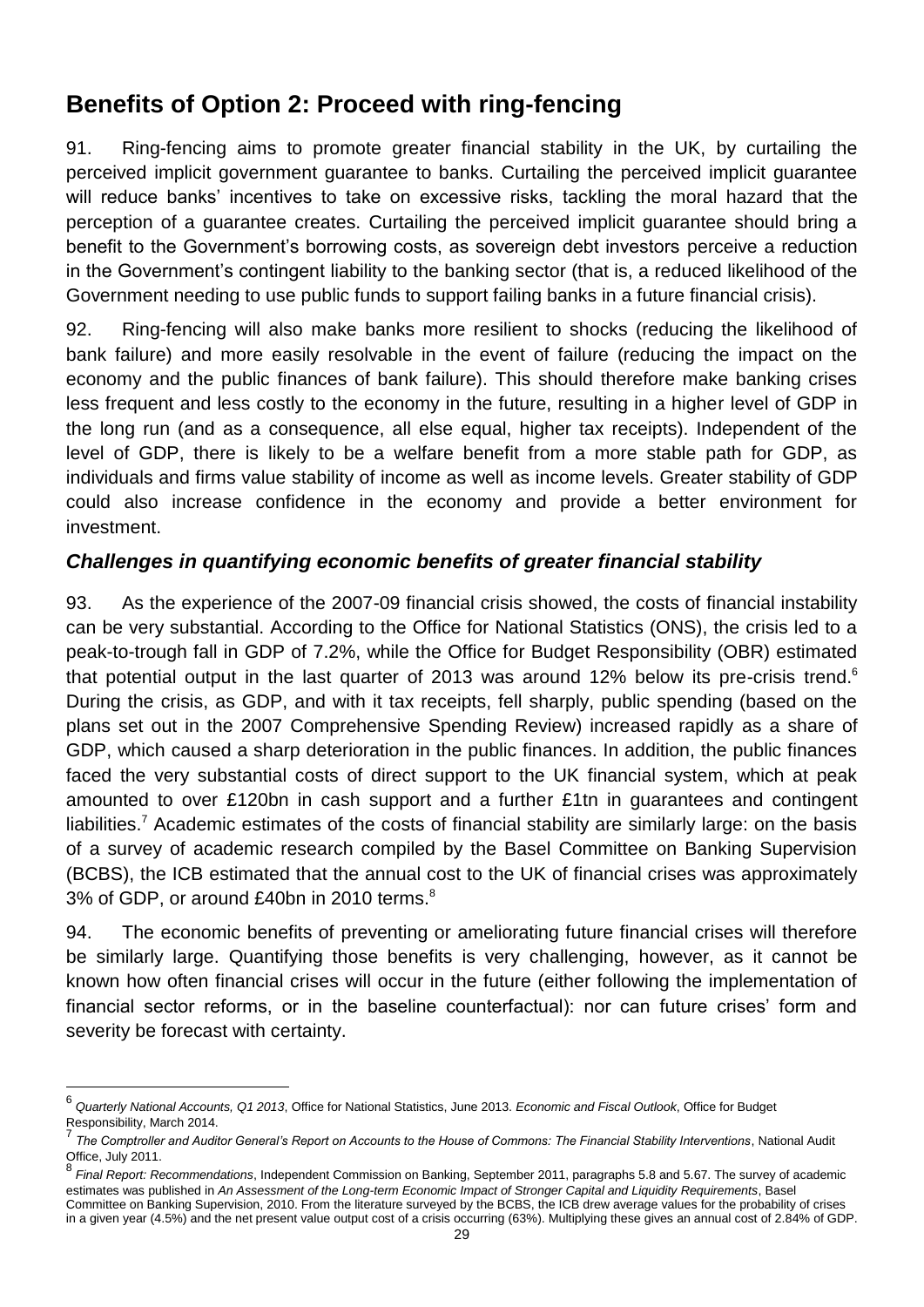## Benefits of Option 2: Proceed with ring-fencing

91. Ring-fencing aims to promote greater financial stability in the UK, by curtailing the perceived implicit government guarantee to banks. Curtailing the perceived implicit guarantee will reduce banks' incentives to take on excessive risks, tackling the moral hazard that the perception of a guarantee creates. Curtailing the perceived implicit guarantee should bring a benefit to the Government's borrowing costs, as sovereign debt investors perceive a reduction in the Government's contingent liability to the banking sector (that is, a reduced likelihood of the Government needing to use public funds to support failing banks in a future financial crisis).

92. Ring-fencing will also make banks more resilient to shocks (reducing the likelihood of bank failure) and more easily resolvable in the event of failure (reducing the impact on the economy and the public finances of bank failure). This should therefore make banking crises less frequent and less costly to the economy in the future, resulting in a higher level of GDP in the long run (and as a consequence, all else equal, higher tax receipts). Independent of the level of GDP, there is likely to be a welfare benefit from a more stable path for GDP, as individuals and firms value stability of income as well as income levels. Greater stability of GDP could also increase confidence in the economy and provide a better environment for investment.

### *Challenges in quantifying economic benefits of greater financial stability*

93. As the experience of the 2007-09 financial crisis showed, the costs of financial instability can be very substantial. According to the Office for National Statistics (ONS), the crisis led to a peak-to-trough fall in GDP of 7.2%, while the Office for Budget Responsibility (OBR) estimated that potential output in the last quarter of 2013 was around 12% below its pre-crisis trend.[6] During the crisis, as GDP, and with it tax receipts, fell sharply, public spending (based on the plans set out in the 2007 Comprehensive Spending Review) increased rapidly as a share of GDP, which caused a sharp deterioration in the public finances. In addition, the public finances faced the very substantial costs of direct support to the UK financial system, which at peak amounted to over £120bn in cash support and a further £1tn in guarantees and contingent liabilities.[7] Academic estimates of the costs of financial stability are similarly large: on the basis of a survey of academic research compiled by the Basel Committee on Banking Supervision (BCBS), the ICB estimated that the annual cost to the UK of financial crises was approximately 3% of GDP, or around £40bn in 2010 terms.[8]

94. The economic benefits of preventing or ameliorating future financial crises will therefore be similarly large. Quantifying those benefits is very challenging, however, as it cannot be known how often financial crises will occur in the future (either following the implementation of financial sector reforms, or in the baseline counterfactual): nor can future crises' form and severity be forecast with certainty.

---

[6] *Quarterly National Accounts, Q1 2013*, Office for National Statistics, June 2013. *Economic and Fiscal Outlook*, Office for Budget Responsibility, March 2014.

[7] *The Comptroller and Auditor General's Report on Accounts to the House of Commons: The Financial Stability Interventions*, National Audit Office, July 2011.

[8] *Final Report: Recommendations*, Independent Commission on Banking, September 2011, paragraphs 5.8 and 5.67. The survey of academic estimates was published in *An Assessment of the Long-term Economic Impact of Stronger Capital and Liquidity Requirements*, Basel Committee on Banking Supervision, 2010. From the literature surveyed by the BCBS, the ICB drew average values for the probability of crises in a given year (4.5%) and the net present value output cost of a crisis occurring (63%). Multiplying these gives an annual cost of 2.84% of GDP.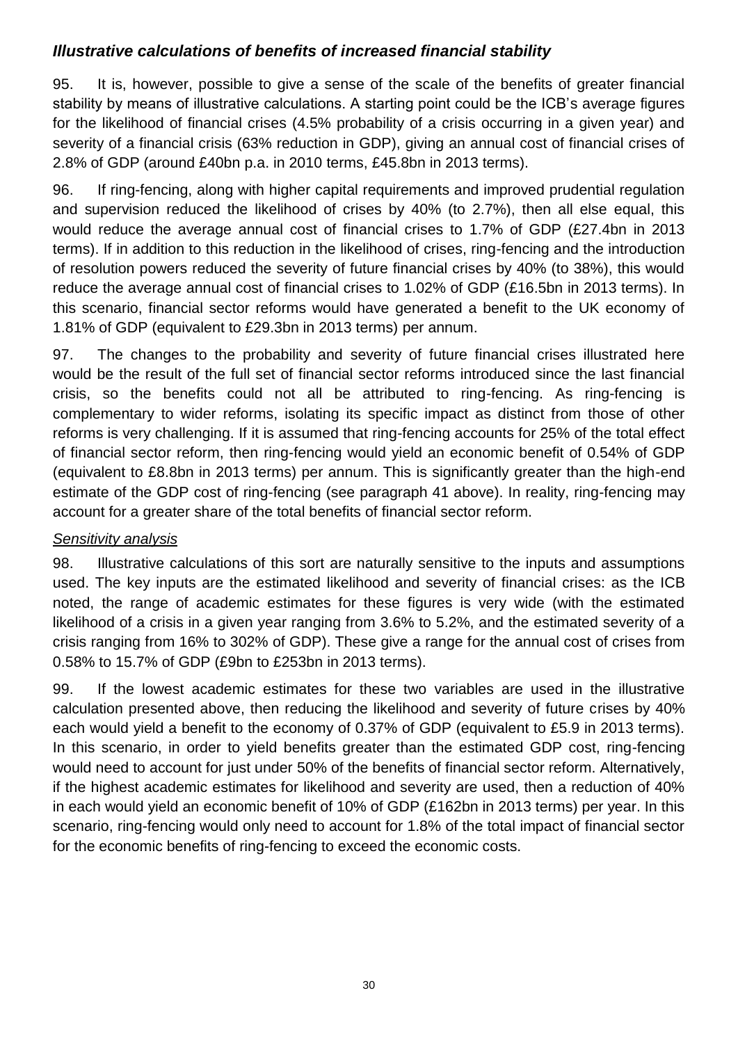### *Illustrative calculations of benefits of increased financial stability*

95. It is, however, possible to give a sense of the scale of the benefits of greater financial stability by means of illustrative calculations. A starting point could be the ICB's average figures for the likelihood of financial crises (4.5% probability of a crisis occurring in a given year) and severity of a financial crisis (63% reduction in GDP), giving an annual cost of financial crises of 2.8% of GDP (around £40bn p.a. in 2010 terms, £45.8bn in 2013 terms).

96. If ring-fencing, along with higher capital requirements and improved prudential regulation and supervision reduced the likelihood of crises by 40% (to 2.7%), then all else equal, this would reduce the average annual cost of financial crises to 1.7% of GDP (£27.4bn in 2013 terms). If in addition to this reduction in the likelihood of crises, ring-fencing and the introduction of resolution powers reduced the severity of future financial crises by 40% (to 38%), this would reduce the average annual cost of financial crises to 1.02% of GDP (£16.5bn in 2013 terms). In this scenario, financial sector reforms would have generated a benefit to the UK economy of 1.81% of GDP (equivalent to £29.3bn in 2013 terms) per annum.

97. The changes to the probability and severity of future financial crises illustrated here would be the result of the full set of financial sector reforms introduced since the last financial crisis, so the benefits could not all be attributed to ring-fencing. As ring-fencing is complementary to wider reforms, isolating its specific impact as distinct from those of other reforms is very challenging. If it is assumed that ring-fencing accounts for 25% of the total effect of financial sector reform, then ring-fencing would yield an economic benefit of 0.54% of GDP (equivalent to £8.8bn in 2013 terms) per annum. This is significantly greater than the high-end estimate of the GDP cost of ring-fencing (see paragraph 41 above). In reality, ring-fencing may account for a greater share of the total benefits of financial sector reform.

<u>*Sensitivity analysis*</u>

98. Illustrative calculations of this sort are naturally sensitive to the inputs and assumptions used. The key inputs are the estimated likelihood and severity of financial crises: as the ICB noted, the range of academic estimates for these figures is very wide (with the estimated likelihood of a crisis in a given year ranging from 3.6% to 5.2%, and the estimated severity of a crisis ranging from 16% to 302% of GDP). These give a range for the annual cost of crises from 0.58% to 15.7% of GDP (£9bn to £253bn in 2013 terms).

99. If the lowest academic estimates for these two variables are used in the illustrative calculation presented above, then reducing the likelihood and severity of future crises by 40% each would yield a benefit to the economy of 0.37% of GDP (equivalent to £5.9 in 2013 terms). In this scenario, in order to yield benefits greater than the estimated GDP cost, ring-fencing would need to account for just under 50% of the benefits of financial sector reform. Alternatively, if the highest academic estimates for likelihood and severity are used, then a reduction of 40% in each would yield an economic benefit of 10% of GDP (£162bn in 2013 terms) per year. In this scenario, ring-fencing would only need to account for 1.8% of the total impact of financial sector for the economic benefits of ring-fencing to exceed the economic costs.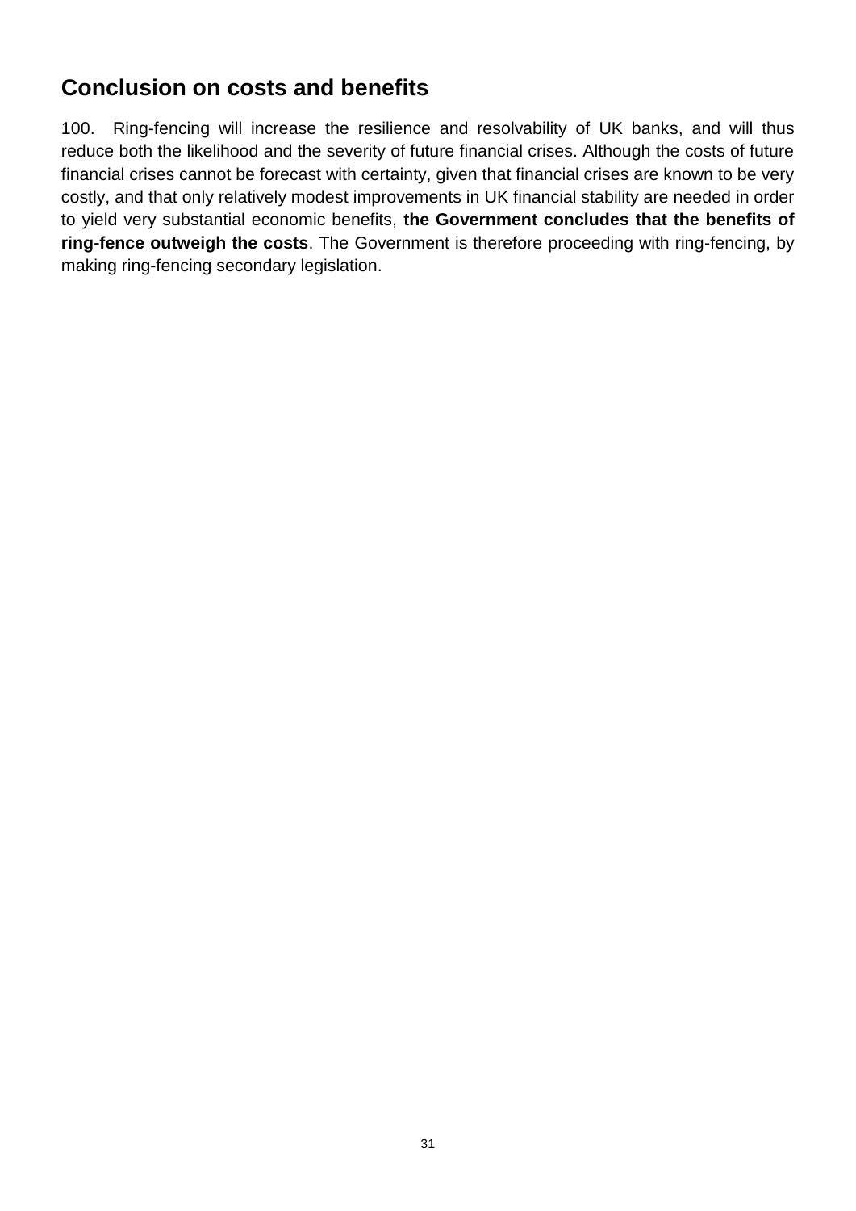## Conclusion on costs and benefits

100. Ring-fencing will increase the resilience and resolvability of UK banks, and will thus reduce both the likelihood and the severity of future financial crises. Although the costs of future financial crises cannot be forecast with certainty, given that financial crises are known to be very costly, and that only relatively modest improvements in UK financial stability are needed in order to yield very substantial economic benefits, **the Government concludes that the benefits of ring-fence outweigh the costs**. The Government is therefore proceeding with ring-fencing, by making ring-fencing secondary legislation.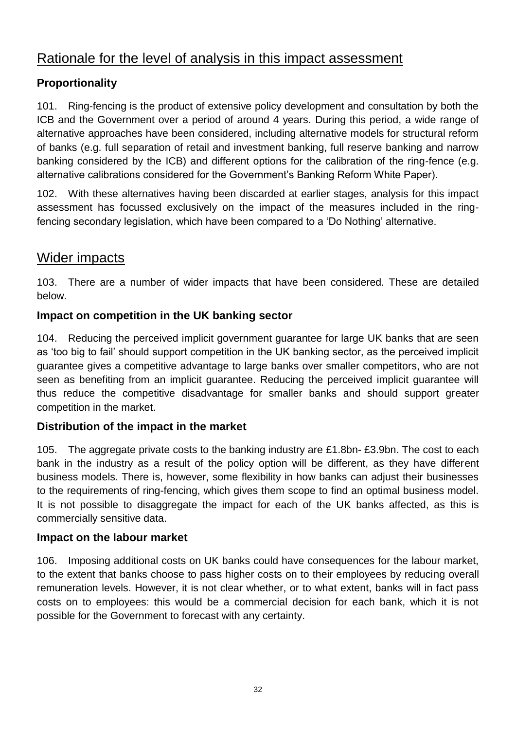## Rationale for the level of analysis in this impact assessment

### Proportionality

101. Ring-fencing is the product of extensive policy development and consultation by both the ICB and the Government over a period of around 4 years. During this period, a wide range of alternative approaches have been considered, including alternative models for structural reform of banks (e.g. full separation of retail and investment banking, full reserve banking and narrow banking considered by the ICB) and different options for the calibration of the ring-fence (e.g. alternative calibrations considered for the Government's Banking Reform White Paper).

102. With these alternatives having been discarded at earlier stages, analysis for this impact assessment has focussed exclusively on the impact of the measures included in the ring-fencing secondary legislation, which have been compared to a 'Do Nothing' alternative.

## Wider impacts

103. There are a number of wider impacts that have been considered. These are detailed below.

### Impact on competition in the UK banking sector

104. Reducing the perceived implicit government guarantee for large UK banks that are seen as 'too big to fail' should support competition in the UK banking sector, as the perceived implicit guarantee gives a competitive advantage to large banks over smaller competitors, who are not seen as benefiting from an implicit guarantee. Reducing the perceived implicit guarantee will thus reduce the competitive disadvantage for smaller banks and should support greater competition in the market.

### Distribution of the impact in the market

105. The aggregate private costs to the banking industry are £1.8bn- £3.9bn. The cost to each bank in the industry as a result of the policy option will be different, as they have different business models. There is, however, some flexibility in how banks can adjust their businesses to the requirements of ring-fencing, which gives them scope to find an optimal business model. It is not possible to disaggregate the impact for each of the UK banks affected, as this is commercially sensitive data.

### Impact on the labour market

106. Imposing additional costs on UK banks could have consequences for the labour market, to the extent that banks choose to pass higher costs on to their employees by reducing overall remuneration levels. However, it is not clear whether, or to what extent, banks will in fact pass costs on to employees: this would be a commercial decision for each bank, which it is not possible for the Government to forecast with any certainty.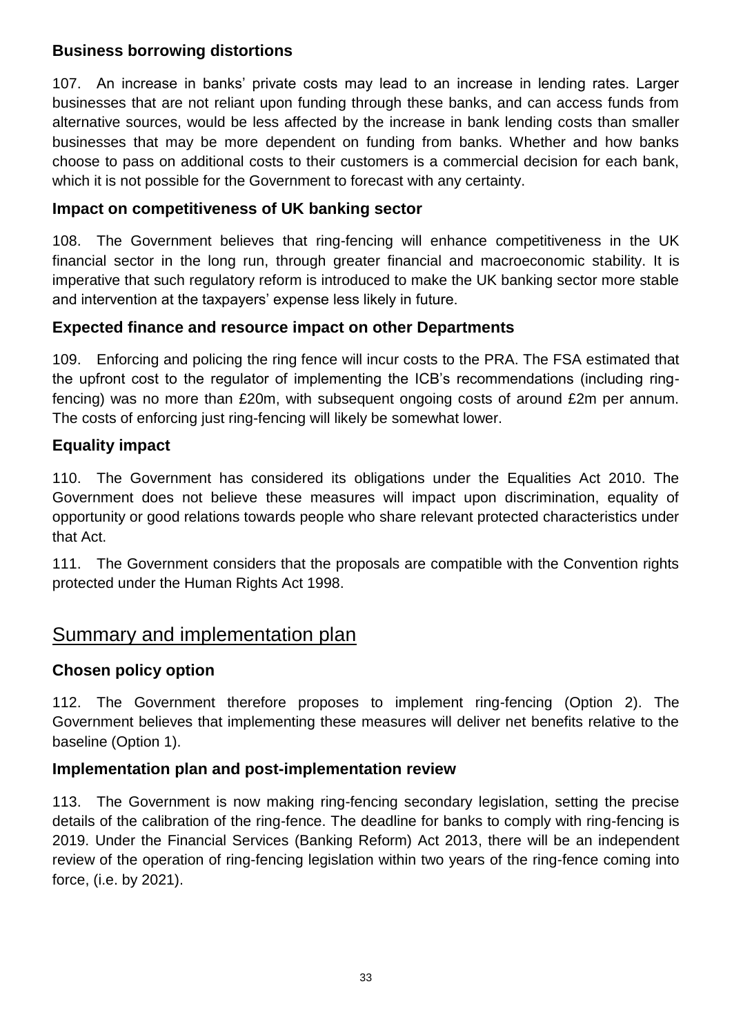### Business borrowing distortions

107. An increase in banks' private costs may lead to an increase in lending rates. Larger businesses that are not reliant upon funding through these banks, and can access funds from alternative sources, would be less affected by the increase in bank lending costs than smaller businesses that may be more dependent on funding from banks. Whether and how banks choose to pass on additional costs to their customers is a commercial decision for each bank, which it is not possible for the Government to forecast with any certainty.

### Impact on competitiveness of UK banking sector

108. The Government believes that ring-fencing will enhance competitiveness in the UK financial sector in the long run, through greater financial and macroeconomic stability. It is imperative that such regulatory reform is introduced to make the UK banking sector more stable and intervention at the taxpayers' expense less likely in future.

### Expected finance and resource impact on other Departments

109. Enforcing and policing the ring fence will incur costs to the PRA. The FSA estimated that the upfront cost to the regulator of implementing the ICB's recommendations (including ring-fencing) was no more than £20m, with subsequent ongoing costs of around £2m per annum. The costs of enforcing just ring-fencing will likely be somewhat lower.

### Equality impact

110. The Government has considered its obligations under the Equalities Act 2010. The Government does not believe these measures will impact upon discrimination, equality of opportunity or good relations towards people who share relevant protected characteristics under that Act.

111. The Government considers that the proposals are compatible with the Convention rights protected under the Human Rights Act 1998.

## Summary and implementation plan

### Chosen policy option

112. The Government therefore proposes to implement ring-fencing (Option 2). The Government believes that implementing these measures will deliver net benefits relative to the baseline (Option 1).

### Implementation plan and post-implementation review

113. The Government is now making ring-fencing secondary legislation, setting the precise details of the calibration of the ring-fence. The deadline for banks to comply with ring-fencing is 2019. Under the Financial Services (Banking Reform) Act 2013, there will be an independent review of the operation of ring-fencing legislation within two years of the ring-fence coming into force, (i.e. by 2021).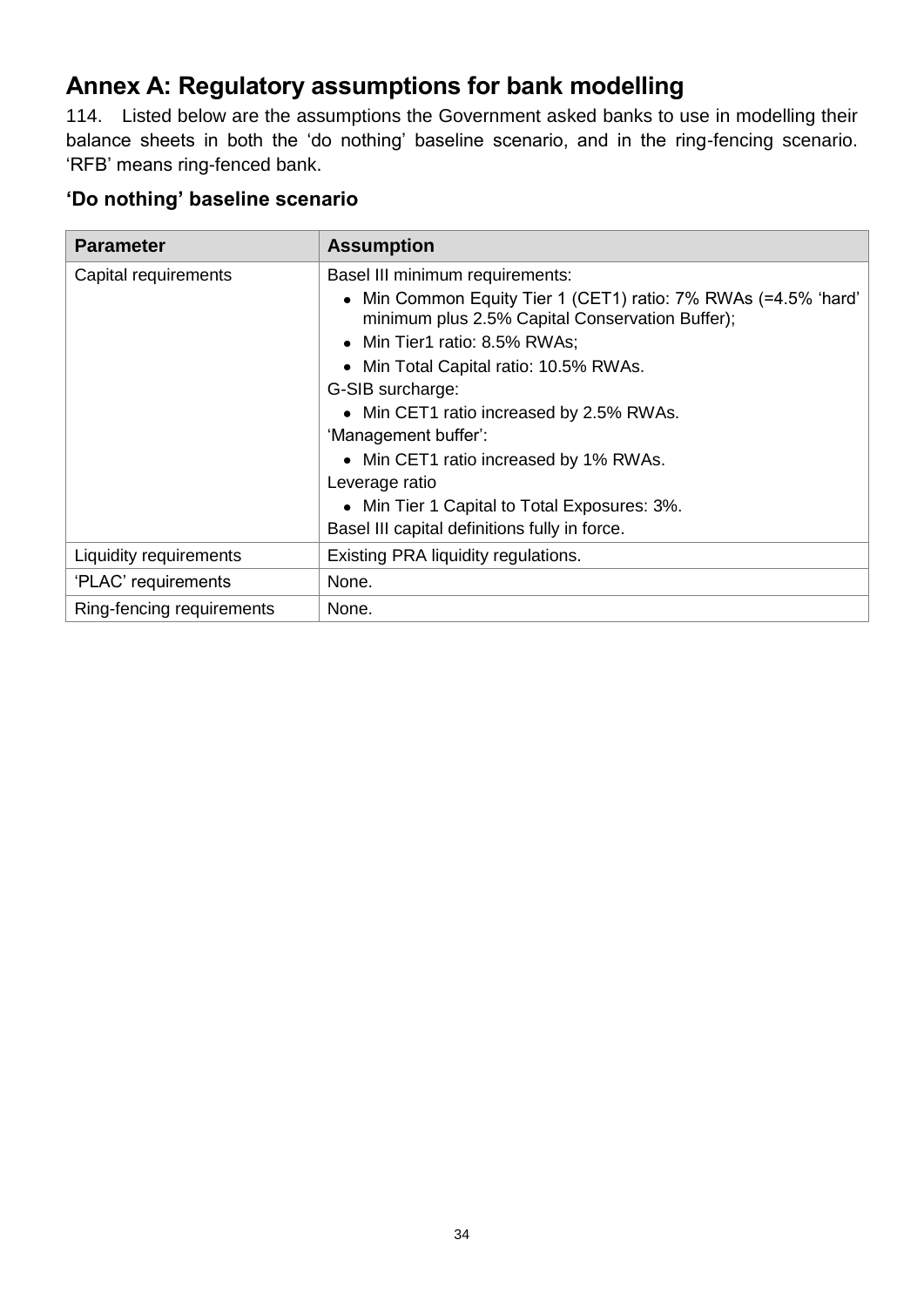# Annex A: Regulatory assumptions for bank modelling

114. Listed below are the assumptions the Government asked banks to use in modelling their balance sheets in both the 'do nothing' baseline scenario, and in the ring-fencing scenario. 'RFB' means ring-fenced bank.

## 'Do nothing' baseline scenario

| Parameter | Assumption |
|---|---|
| Capital requirements | Basel III minimum requirements:<br>• Min Common Equity Tier 1 (CET1) ratio: 7% RWAs (=4.5% 'hard' minimum plus 2.5% Capital Conservation Buffer);<br>• Min Tier1 ratio: 8.5% RWAs;<br>• Min Total Capital ratio: 10.5% RWAs.<br>G-SIB surcharge:<br>• Min CET1 ratio increased by 2.5% RWAs.<br>'Management buffer':<br>• Min CET1 ratio increased by 1% RWAs.<br>Leverage ratio<br>• Min Tier 1 Capital to Total Exposures: 3%.<br>Basel III capital definitions fully in force. |
| Liquidity requirements | Existing PRA liquidity regulations. |
| 'PLAC' requirements | None. |
| Ring-fencing requirements | None. |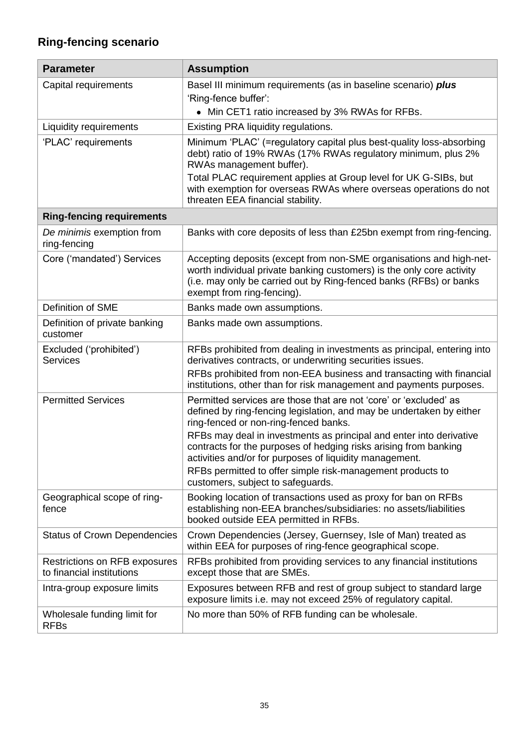## Ring-fencing scenario

| Parameter | Assumption |
|---|---|
| Capital requirements | Basel III minimum requirements (as in baseline scenario) ***plus*** 'Ring-fence buffer': <br>• Min CET1 ratio increased by 3% RWAs for RFBs. |
| Liquidity requirements | Existing PRA liquidity regulations. |
| 'PLAC' requirements | Minimum 'PLAC' (=regulatory capital plus best-quality loss-absorbing debt) ratio of 19% RWAs (17% RWAs regulatory minimum, plus 2% RWAs management buffer). <br>Total PLAC requirement applies at Group level for UK G-SIBs, but with exemption for overseas RWAs where overseas operations do not threaten EEA financial stability. |
| **Ring-fencing requirements** | |
| *De minimis* exemption from ring-fencing | Banks with core deposits of less than £25bn exempt from ring-fencing. |
| Core ('mandated') Services | Accepting deposits (except from non-SME organisations and high-net-worth individual private banking customers) is the only core activity (i.e. may only be carried out by Ring-fenced banks (RFBs) or banks exempt from ring-fencing). |
| Definition of SME | Banks made own assumptions. |
| Definition of private banking customer | Banks made own assumptions. |
| Excluded ('prohibited') Services | RFBs prohibited from dealing in investments as principal, entering into derivatives contracts, or underwriting securities issues. <br>RFBs prohibited from non-EEA business and transacting with financial institutions, other than for risk management and payments purposes. |
| Permitted Services | Permitted services are those that are not 'core' or 'excluded' as defined by ring-fencing legislation, and may be undertaken by either ring-fenced or non-ring-fenced banks. <br>RFBs may deal in investments as principal and enter into derivative contracts for the purposes of hedging risks arising from banking activities and/or for purposes of liquidity management. <br>RFBs permitted to offer simple risk-management products to customers, subject to safeguards. |
| Geographical scope of ring-fence | Booking location of transactions used as proxy for ban on RFBs establishing non-EEA branches/subsidiaries: no assets/liabilities booked outside EEA permitted in RFBs. |
| Status of Crown Dependencies | Crown Dependencies (Jersey, Guernsey, Isle of Man) treated as within EEA for purposes of ring-fence geographical scope. |
| Restrictions on RFB exposures to financial institutions | RFBs prohibited from providing services to any financial institutions except those that are SMEs. |
| Intra-group exposure limits | Exposures between RFB and rest of group subject to standard large exposure limits i.e. may not exceed 25% of regulatory capital. |
| Wholesale funding limit for RFBs | No more than 50% of RFB funding can be wholesale. |